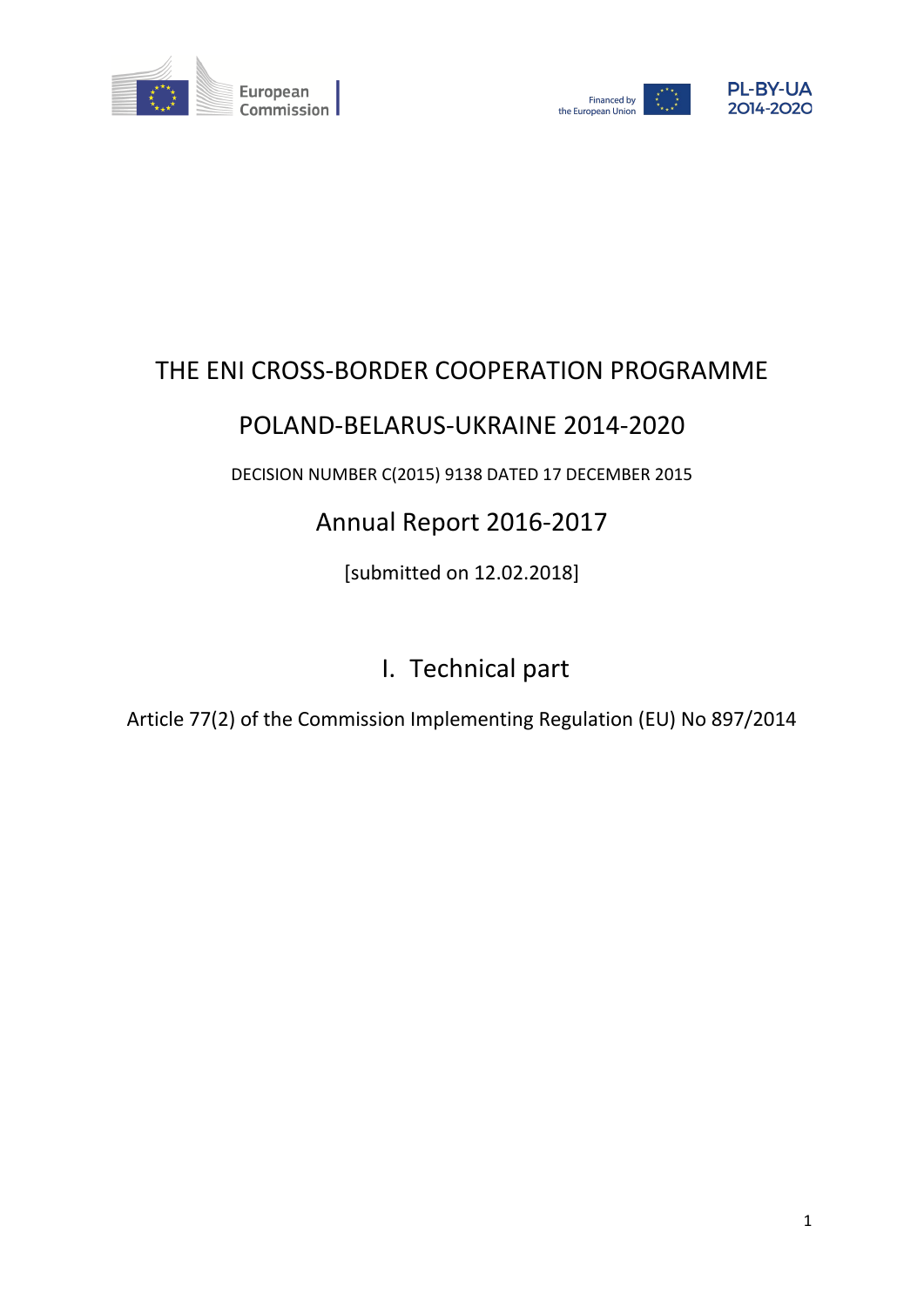# THE ENI CROSS-BORDER COOPERATION PROGRAMME

# POLAND-BELARUS-UKRAINE 2014-2020

DECISION NUMBER C(2015) 9138 DATED 17 DECEMBER 2015

## Annual Report 2016-2017

[submitted on 12.02.2018]

## I. Technical part

Article 77(2) of the Commission Implementing Regulation (EU) No 897/2014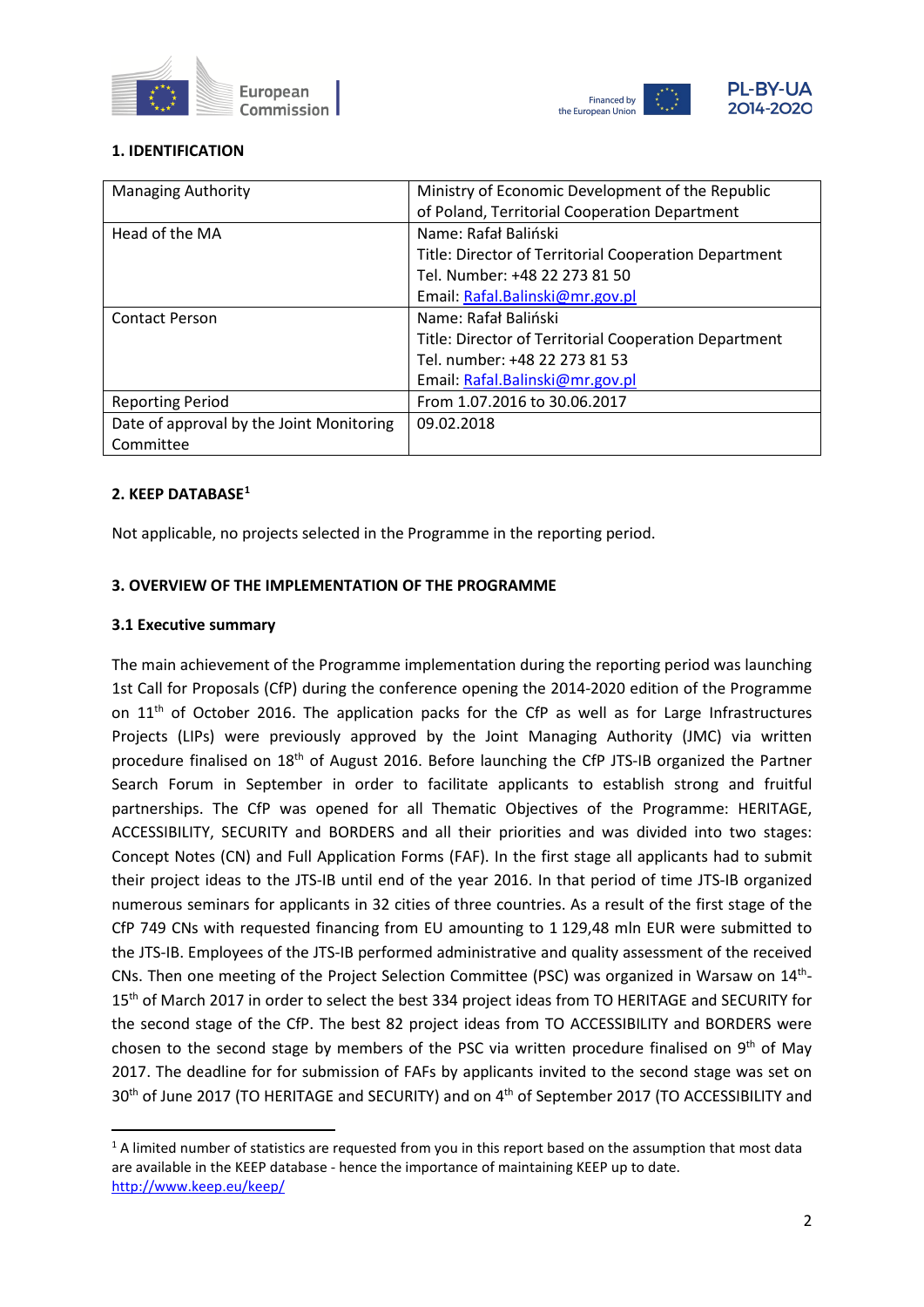## 1. IDENTIFICATION

| | |
|---|---|
| Managing Authority | Ministry of Economic Development of the Republic of Poland, Territorial Cooperation Department |
| Head of the MA | Name: Rafał Baliński<br>Title: Director of Territorial Cooperation Department<br>Tel. Number: +48 22 273 81 50<br>Email: Rafal.Balinski@mr.gov.pl |
| Contact Person | Name: Rafał Baliński<br>Title: Director of Territorial Cooperation Department<br>Tel. number: +48 22 273 81 53<br>Email: Rafal.Balinski@mr.gov.pl |
| Reporting Period | From 1.07.2016 to 30.06.2017 |
| Date of approval by the Joint Monitoring Committee | 09.02.2018 |

## 2. KEEP DATABASE[1]

Not applicable, no projects selected in the Programme in the reporting period.

## 3. OVERVIEW OF THE IMPLEMENTATION OF THE PROGRAMME

### 3.1 Executive summary

The main achievement of the Programme implementation during the reporting period was launching 1st Call for Proposals (CfP) during the conference opening the 2014-2020 edition of the Programme on 11th of October 2016. The application packs for the CfP as well as for Large Infrastructures Projects (LIPs) were previously approved by the Joint Managing Authority (JMC) via written procedure finalised on 18th of August 2016. Before launching the CfP JTS-IB organized the Partner Search Forum in September in order to facilitate applicants to establish strong and fruitful partnerships. The CfP was opened for all Thematic Objectives of the Programme: HERITAGE, ACCESSIBILITY, SECURITY and BORDERS and all their priorities and was divided into two stages: Concept Notes (CN) and Full Application Forms (FAF). In the first stage all applicants had to submit their project ideas to the JTS-IB until end of the year 2016. In that period of time JTS-IB organized numerous seminars for applicants in 32 cities of three countries. As a result of the first stage of the CfP 749 CNs with requested financing from EU amounting to 1 129,48 mln EUR were submitted to the JTS-IB. Employees of the JTS-IB performed administrative and quality assessment of the received CNs. Then one meeting of the Project Selection Committee (PSC) was organized in Warsaw on 14th-15th of March 2017 in order to select the best 334 project ideas from TO HERITAGE and SECURITY for the second stage of the CfP. The best 82 project ideas from TO ACCESSIBILITY and BORDERS were chosen to the second stage by members of the PSC via written procedure finalised on 9th of May 2017. The deadline for for submission of FAFs by applicants invited to the second stage was set on 30th of June 2017 (TO HERITAGE and SECURITY) and on 4th of September 2017 (TO ACCESSIBILITY and

[1] A limited number of statistics are requested from you in this report based on the assumption that most data are available in the KEEP database - hence the importance of maintaining KEEP up to date. http://www.keep.eu/keep/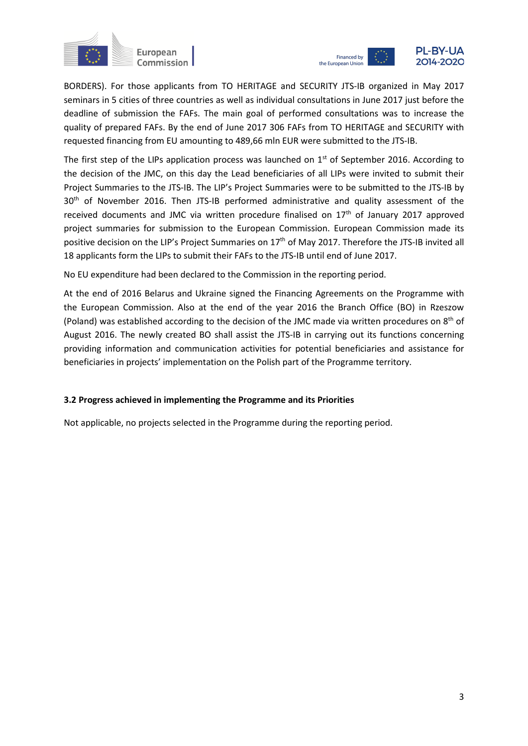BORDERS). For those applicants from TO HERITAGE and SECURITY JTS-IB organized in May 2017 seminars in 5 cities of three countries as well as individual consultations in June 2017 just before the deadline of submission the FAFs. The main goal of performed consultations was to increase the quality of prepared FAFs. By the end of June 2017 306 FAFs from TO HERITAGE and SECURITY with requested financing from EU amounting to 489,66 mln EUR were submitted to the JTS-IB.

The first step of the LIPs application process was launched on 1st of September 2016. According to the decision of the JMC, on this day the Lead beneficiaries of all LIPs were invited to submit their Project Summaries to the JTS-IB. The LIP's Project Summaries were to be submitted to the JTS-IB by 30th of November 2016. Then JTS-IB performed administrative and quality assessment of the received documents and JMC via written procedure finalised on 17th of January 2017 approved project summaries for submission to the European Commission. European Commission made its positive decision on the LIP's Project Summaries on 17th of May 2017. Therefore the JTS-IB invited all 18 applicants form the LIPs to submit their FAFs to the JTS-IB until end of June 2017.

No EU expenditure had been declared to the Commission in the reporting period.

At the end of 2016 Belarus and Ukraine signed the Financing Agreements on the Programme with the European Commission. Also at the end of the year 2016 the Branch Office (BO) in Rzeszow (Poland) was established according to the decision of the JMC made via written procedures on 8th of August 2016. The newly created BO shall assist the JTS-IB in carrying out its functions concerning providing information and communication activities for potential beneficiaries and assistance for beneficiaries in projects' implementation on the Polish part of the Programme territory.

### 3.2 Progress achieved in implementing the Programme and its Priorities

Not applicable, no projects selected in the Programme during the reporting period.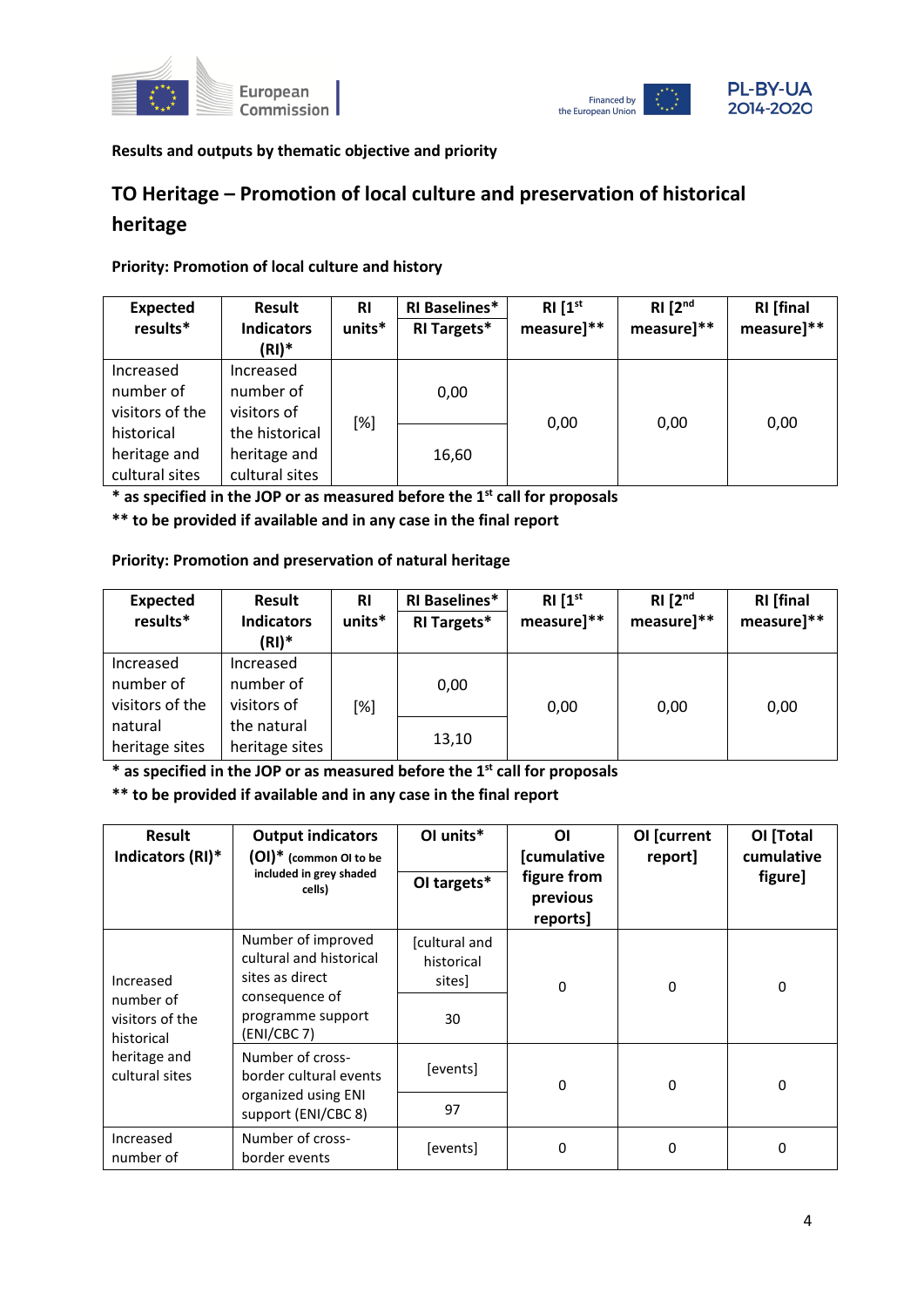**Results and outputs by thematic objective and priority**

## TO Heritage – Promotion of local culture and preservation of historical heritage

**Priority: Promotion of local culture and history**

| Expected results* | Result Indicators (RI)* | RI units* | RI Baselines* / RI Targets* | RI [1st measure]** | RI [2nd measure]** | RI [final measure]** |
|---|---|---|---|---|---|---|
| Increased number of visitors of the historical heritage and cultural sites | Increased number of visitors of the historical heritage and cultural sites | [%] | 0,00 | 0,00 | 0,00 | 0,00 |
| | | | 16,60 | | | |

**\* as specified in the JOP or as measured before the 1st call for proposals**

**\*\* to be provided if available and in any case in the final report**

**Priority: Promotion and preservation of natural heritage**

| Expected results* | Result Indicators (RI)* | RI units* | RI Baselines* / RI Targets* | RI [1st measure]** | RI [2nd measure]** | RI [final measure]** |
|---|---|---|---|---|---|---|
| Increased number of visitors of the natural heritage sites | Increased number of visitors of the natural heritage sites | [%] | 0,00 | 0,00 | 0,00 | 0,00 |
| | | | 13,10 | | | |

**\* as specified in the JOP or as measured before the 1st call for proposals**

**\*\* to be provided if available and in any case in the final report**

| Result Indicators (RI)* | Output indicators (OI)* (common OI to be included in grey shaded cells) | OI units* / OI targets* | OI [cumulative figure from previous reports] | OI [current report] | OI [Total cumulative figure] |
|---|---|---|---|---|---|
| Increased number of visitors of the historical heritage and cultural sites | Number of improved cultural and historical sites as direct consequence of programme support (ENI/CBC 7) | [cultural and historical sites] | 0 | 0 | 0 |
| | | 30 | | | |
| | Number of cross-border cultural events organized using ENI support (ENI/CBC 8) | [events] | 0 | 0 | 0 |
| | | 97 | | | |
| Increased number of | Number of cross-border events | [events] | 0 | 0 | 0 |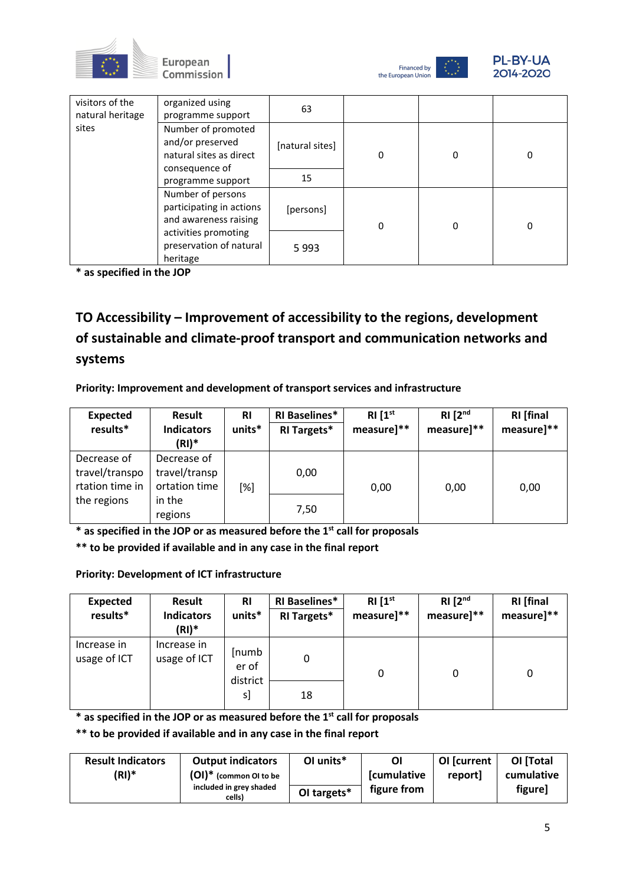| | | | | | |
|---|---|---|---|---|---|
| visitors of the natural heritage sites | organized using programme support | 63 | | | |
| | Number of promoted and/or preserved natural sites as direct consequence of programme support | [natural sites] | 0 | 0 | 0 |
| | | 15 | | | |
| | Number of persons participating in actions and awareness raising activities promoting preservation of natural heritage | [persons] | 0 | 0 | 0 |
| | | 5 993 | | | |

**\* as specified in the JOP**

## TO Accessibility – Improvement of accessibility to the regions, development of sustainable and climate-proof transport and communication networks and systems

**Priority: Improvement and development of transport services and infrastructure**

| Expected results* | Result Indicators (RI)* | RI units* | RI Baselines* / RI Targets* | RI [1st measure]** | RI [2nd measure]** | RI [final measure]** |
|---|---|---|---|---|---|---|
| Decrease of travel/transportation time in the regions | Decrease of travel/transportation time in the regions | [%] | 0,00 | 0,00 | 0,00 | 0,00 |
| | | | 7,50 | | | |

**\* as specified in the JOP or as measured before the 1st call for proposals**

**\*\* to be provided if available and in any case in the final report**

**Priority: Development of ICT infrastructure**

| Expected results* | Result Indicators (RI)* | RI units* | RI Baselines* / RI Targets* | RI [1st measure]** | RI [2nd measure]** | RI [final measure]** |
|---|---|---|---|---|---|---|
| Increase in usage of ICT | Increase in usage of ICT | [number of districts] | 0 | 0 | 0 | 0 |
| | | | 18 | | | |

**\* as specified in the JOP or as measured before the 1st call for proposals**

**\*\* to be provided if available and in any case in the final report**

| Result Indicators (RI)* | Output indicators (OI)* (common OI to be included in grey shaded cells) | OI units* / OI targets* | OI [cumulative figure from | OI [current report] | OI [Total cumulative figure] |
|---|---|---|---|---|---|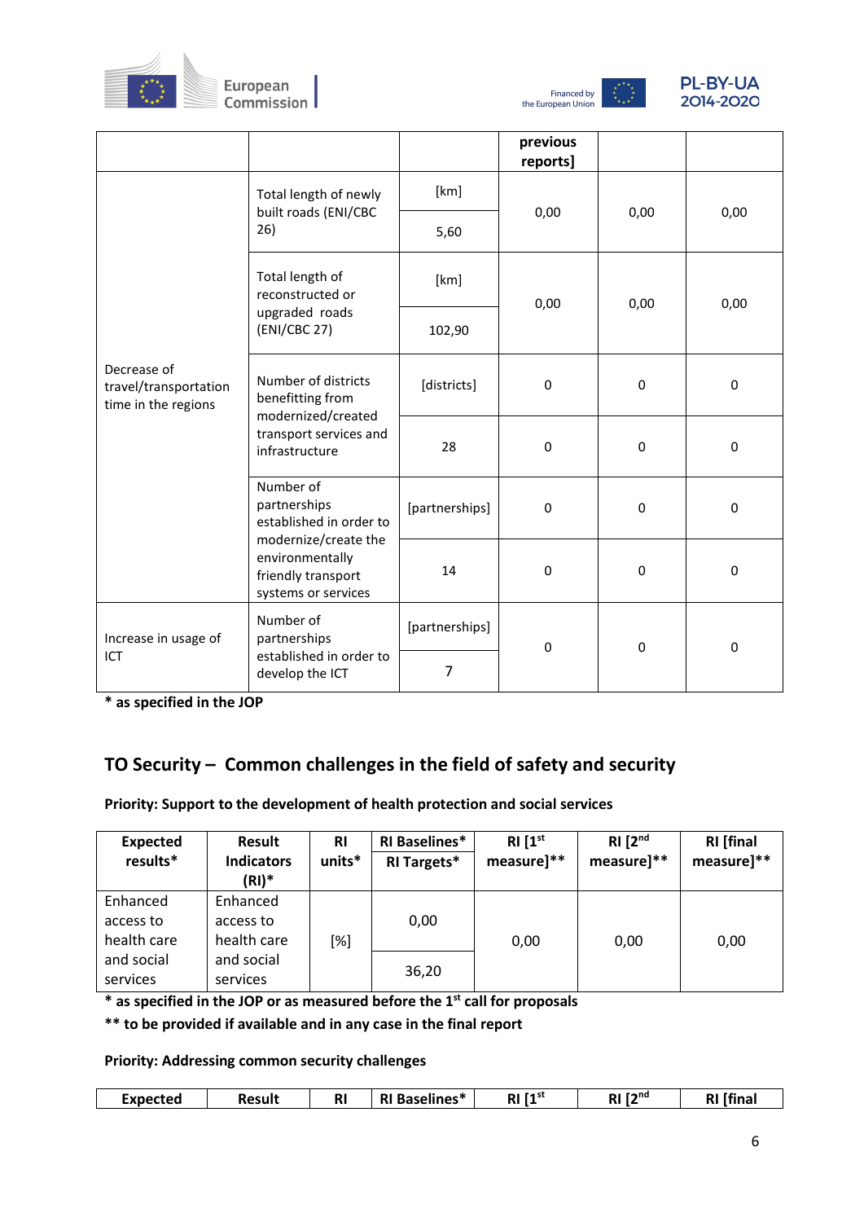| | | | previous reports] | | |
|---|---|---|---|---|---|
| Decrease of travel/transportation time in the regions | Total length of newly built roads (ENI/CBC 26) | [km] | 0,00 | 0,00 | 0,00 |
| | | 5,60 | | | |
| | Total length of reconstructed or upgraded roads (ENI/CBC 27) | [km] | 0,00 | 0,00 | 0,00 |
| | | 102,90 | | | |
| | Number of districts benefitting from modernized/created transport services and infrastructure | [districts] | 0 | 0 | 0 |
| | | 28 | 0 | 0 | 0 |
| | Number of partnerships established in order to modernize/create the environmentally friendly transport systems or services | [partnerships] | 0 | 0 | 0 |
| | | 14 | 0 | 0 | 0 |
| Increase in usage of ICT | Number of partnerships established in order to develop the ICT | [partnerships] | 0 | 0 | 0 |
| | | 7 | | | |

**\* as specified in the JOP**

## TO Security – Common challenges in the field of safety and security

**Priority: Support to the development of health protection and social services**

| Expected results* | Result Indicators (RI)* | RI units* | RI Baselines* / RI Targets* | RI [1st measure]** | RI [2nd measure]** | RI [final measure]** |
|---|---|---|---|---|---|---|
| Enhanced access to health care and social services | Enhanced access to health care and social services | [%] | 0,00 | 0,00 | 0,00 | 0,00 |
| | | | 36,20 | | | |

**\* as specified in the JOP or as measured before the 1st call for proposals**

**\*\* to be provided if available and in any case in the final report**

**Priority: Addressing common security challenges**

| Expected | Result | RI | RI Baselines* | RI [1st | RI [2nd | RI [final |
|---|---|---|---|---|---|---|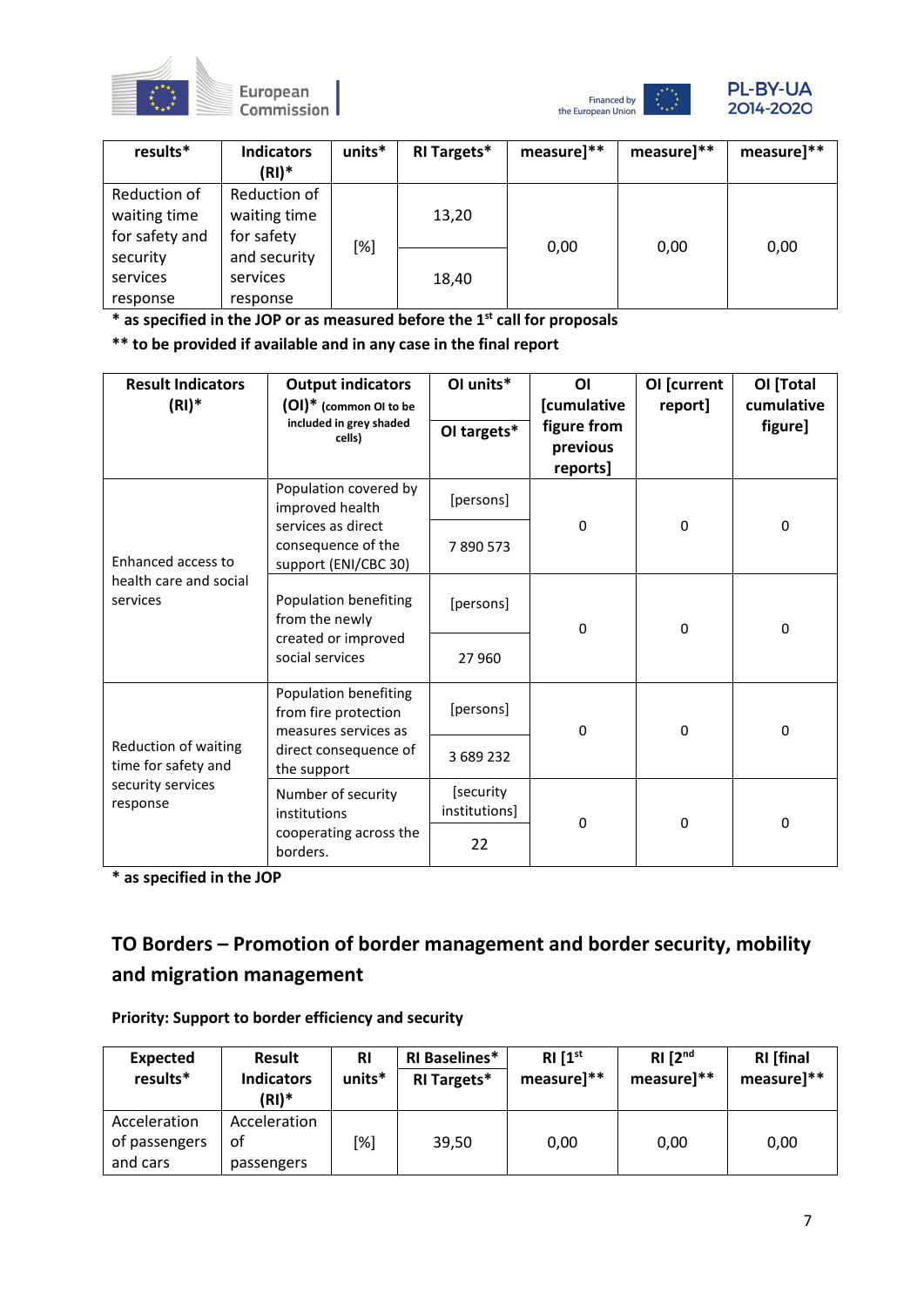| results* | Indicators (RI)* | units* | RI Targets* | measure]** | measure]** | measure]** |
|---|---|---|---|---|---|---|
| Reduction of waiting time for safety and security services response | Reduction of waiting time for safety and security services response | [%] | 13,20 | 0,00 | 0,00 | 0,00 |
| | | | 18,40 | | | |

**\* as specified in the JOP or as measured before the 1st call for proposals**

**\*\* to be provided if available and in any case in the final report**

| Result Indicators (RI)* | Output indicators (OI)* (common OI to be included in grey shaded cells) | OI units* / OI targets* | OI [cumulative figure from previous reports] | OI [current report] | OI [Total cumulative figure] |
|---|---|---|---|---|---|
| Enhanced access to health care and social services | Population covered by improved health services as direct consequence of the support (ENI/CBC 30) | [persons] | 0 | 0 | 0 |
| | | 7 890 573 | | | |
| | Population benefiting from the newly created or improved social services | [persons] | 0 | 0 | 0 |
| | | 27 960 | | | |
| Reduction of waiting time for safety and security services response | Population benefiting from fire protection measures services as direct consequence of the support | [persons] | 0 | 0 | 0 |
| | | 3 689 232 | | | |
| | Number of security institutions cooperating across the borders. | [security institutions] | 0 | 0 | 0 |
| | | 22 | | | |

**\* as specified in the JOP**

## TO Borders – Promotion of border management and border security, mobility and migration management

**Priority: Support to border efficiency and security**

| Expected results* | Result Indicators (RI)* | RI units* | RI Baselines* / RI Targets* | RI [1st measure]** | RI [2nd measure]** | RI [final measure]** |
|---|---|---|---|---|---|---|
| Acceleration of passengers and cars | Acceleration of passengers | [%] | 39,50 | 0,00 | 0,00 | 0,00 |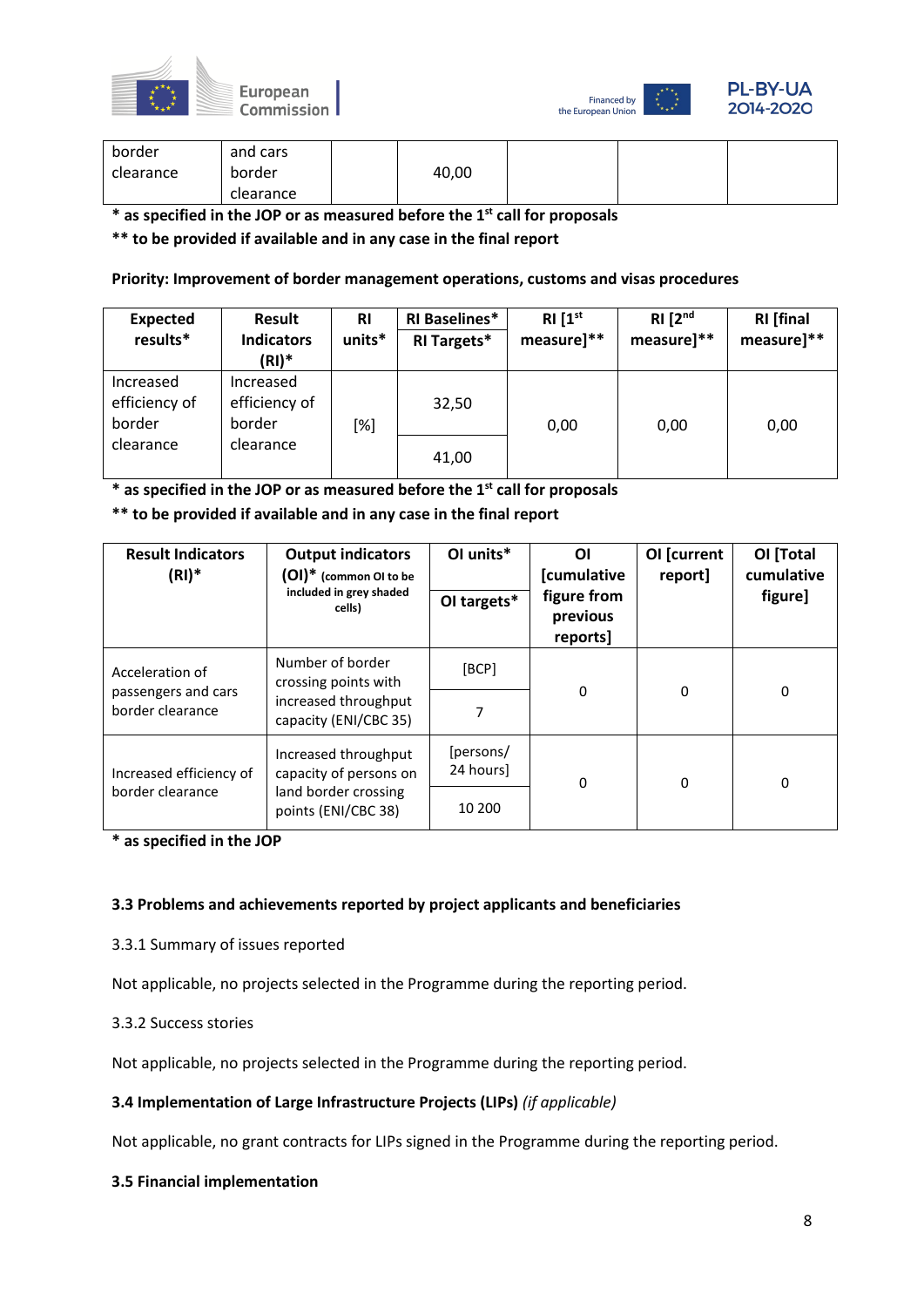| border clearance | and cars border clearance | | 40,00 | | | |
|---|---|---|---|---|---|---|

**\* as specified in the JOP or as measured before the 1st call for proposals**

**\*\* to be provided if available and in any case in the final report**

**Priority: Improvement of border management operations, customs and visas procedures**

| Expected results* | Result Indicators (RI)* | RI units* | RI Baselines* / RI Targets* | RI [1st measure]** | RI [2nd measure]** | RI [final measure]** |
|---|---|---|---|---|---|---|
| Increased efficiency of border clearance | Increased efficiency of border clearance | [%] | 32,50 | 0,00 | 0,00 | 0,00 |
| | | | 41,00 | | | |

**\* as specified in the JOP or as measured before the 1st call for proposals**

**\*\* to be provided if available and in any case in the final report**

| Result Indicators (RI)* | Output indicators (OI)* (common OI to be included in grey shaded cells) | OI units* / OI targets* | OI [cumulative figure from previous reports] | OI [current report] | OI [Total cumulative figure] |
|---|---|---|---|---|---|
| Acceleration of passengers and cars border clearance | Number of border crossing points with increased throughput capacity (ENI/CBC 35) | [BCP] | 0 | 0 | 0 |
| | | 7 | | | |
| Increased efficiency of border clearance | Increased throughput capacity of persons on land border crossing points (ENI/CBC 38) | [persons/ 24 hours] | 0 | 0 | 0 |
| | | 10 200 | | | |

**\* as specified in the JOP**

### 3.3 Problems and achievements reported by project applicants and beneficiaries

3.3.1 Summary of issues reported

Not applicable, no projects selected in the Programme during the reporting period.

3.3.2 Success stories

Not applicable, no projects selected in the Programme during the reporting period.

### 3.4 Implementation of Large Infrastructure Projects (LIPs) *(if applicable)*

Not applicable, no grant contracts for LIPs signed in the Programme during the reporting period.

### 3.5 Financial implementation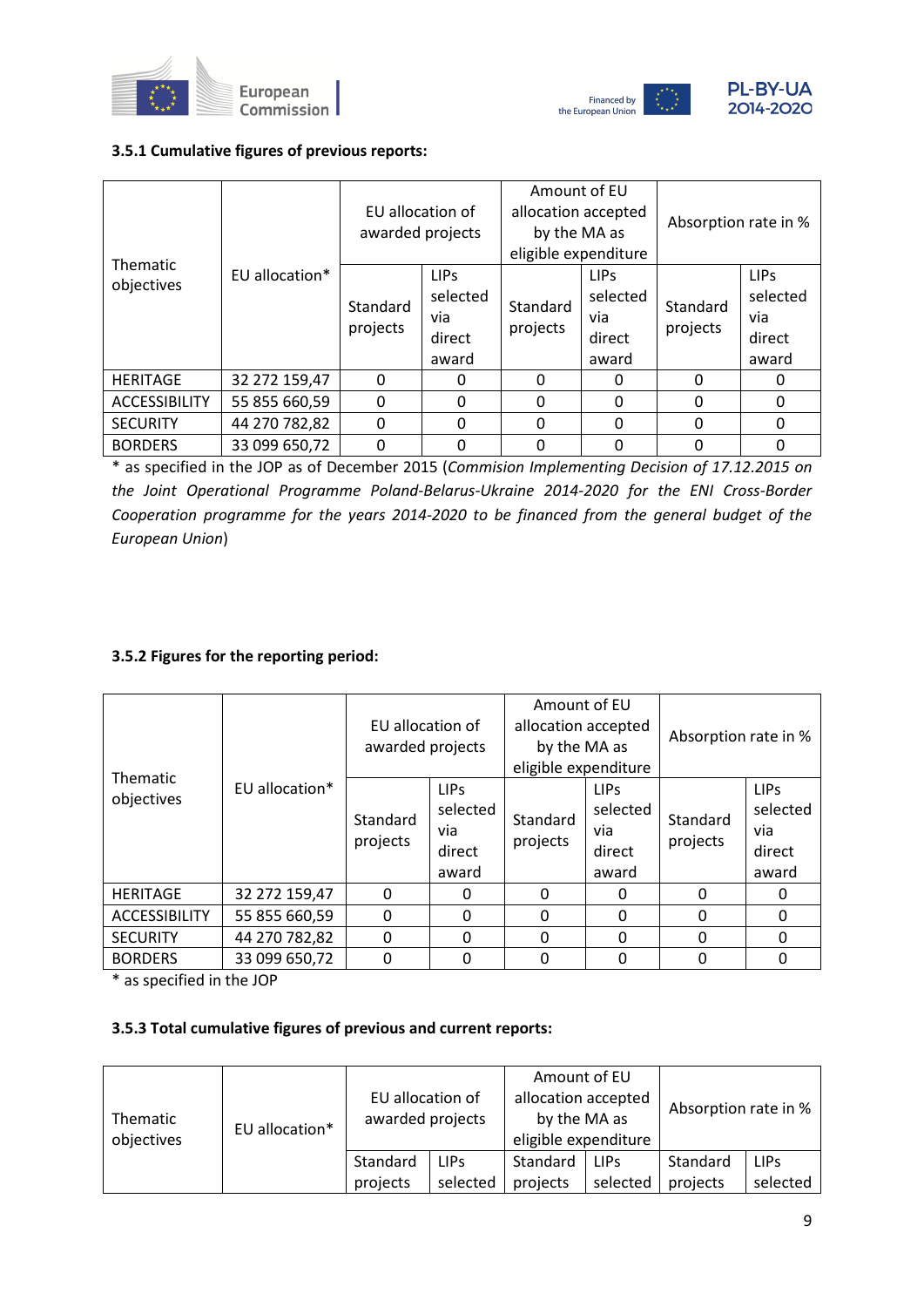### 3.5.1 Cumulative figures of previous reports:

| Thematic objectives | EU allocation* | EU allocation of awarded projects | | Amount of EU allocation accepted by the MA as eligible expenditure | | Absorption rate in % | |
|---|---|---|---|---|---|---|---|
| | | Standard projects | LIPs selected via direct award | Standard projects | LIPs selected via direct award | Standard projects | LIPs selected via direct award |
| HERITAGE | 32 272 159,47 | 0 | 0 | 0 | 0 | 0 | 0 |
| ACCESSIBILITY | 55 855 660,59 | 0 | 0 | 0 | 0 | 0 | 0 |
| SECURITY | 44 270 782,82 | 0 | 0 | 0 | 0 | 0 | 0 |
| BORDERS | 33 099 650,72 | 0 | 0 | 0 | 0 | 0 | 0 |

* as specified in the JOP as of December 2015 (*Commision Implementing Decision of 17.12.2015 on the Joint Operational Programme Poland-Belarus-Ukraine 2014-2020 for the ENI Cross-Border Cooperation programme for the years 2014-2020 to be financed from the general budget of the European Union*)

### 3.5.2 Figures for the reporting period:

| Thematic objectives | EU allocation* | EU allocation of awarded projects | | Amount of EU allocation accepted by the MA as eligible expenditure | | Absorption rate in % | |
|---|---|---|---|---|---|---|---|
| | | Standard projects | LIPs selected via direct award | Standard projects | LIPs selected via direct award | Standard projects | LIPs selected via direct award |
| HERITAGE | 32 272 159,47 | 0 | 0 | 0 | 0 | 0 | 0 |
| ACCESSIBILITY | 55 855 660,59 | 0 | 0 | 0 | 0 | 0 | 0 |
| SECURITY | 44 270 782,82 | 0 | 0 | 0 | 0 | 0 | 0 |
| BORDERS | 33 099 650,72 | 0 | 0 | 0 | 0 | 0 | 0 |

* as specified in the JOP

### 3.5.3 Total cumulative figures of previous and current reports:

| Thematic objectives | EU allocation* | EU allocation of awarded projects | | Amount of EU allocation accepted by the MA as eligible expenditure | | Absorption rate in % | |
|---|---|---|---|---|---|---|---|
| | | Standard projects | LIPs selected | Standard projects | LIPs selected | Standard projects | LIPs selected |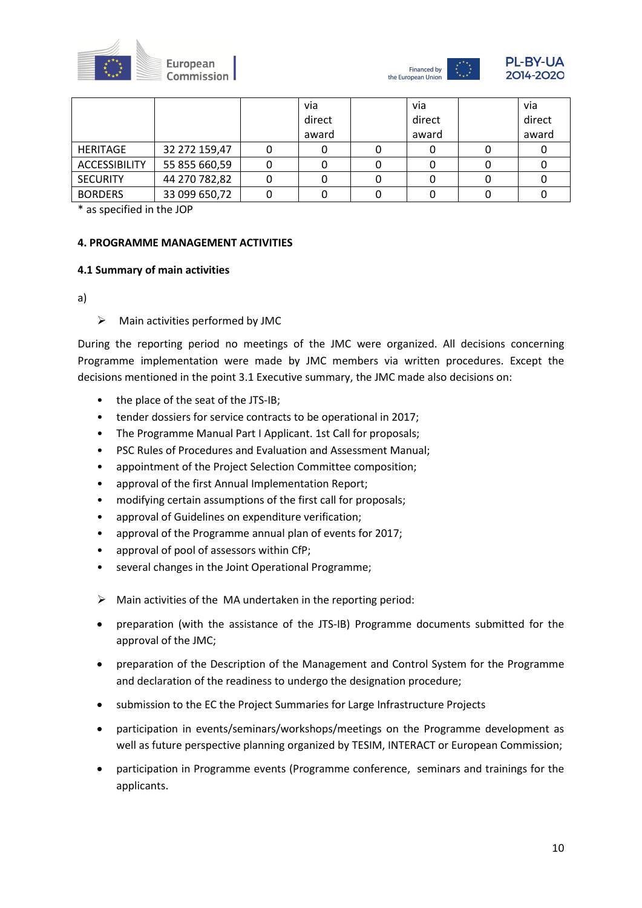| | | | via direct award | | via direct award | | via direct award |
|---|---|---|---|---|---|---|---|
| HERITAGE | 32 272 159,47 | 0 | 0 | 0 | 0 | 0 | 0 |
| ACCESSIBILITY | 55 855 660,59 | 0 | 0 | 0 | 0 | 0 | 0 |
| SECURITY | 44 270 782,82 | 0 | 0 | 0 | 0 | 0 | 0 |
| BORDERS | 33 099 650,72 | 0 | 0 | 0 | 0 | 0 | 0 |

* as specified in the JOP

**4. PROGRAMME MANAGEMENT ACTIVITIES**

**4.1 Summary of main activities**

a)

- Main activities performed by JMC

During the reporting period no meetings of the JMC were organized. All decisions concerning Programme implementation were made by JMC members via written procedures. Except the decisions mentioned in the point 3.1 Executive summary, the JMC made also decisions on:

- the place of the seat of the JTS-IB;
- tender dossiers for service contracts to be operational in 2017;
- The Programme Manual Part I Applicant. 1st Call for proposals;
- PSC Rules of Procedures and Evaluation and Assessment Manual;
- appointment of the Project Selection Committee composition;
- approval of the first Annual Implementation Report;
- modifying certain assumptions of the first call for proposals;
- approval of Guidelines on expenditure verification;
- approval of the Programme annual plan of events for 2017;
- approval of pool of assessors within CfP;
- several changes in the Joint Operational Programme;

- Main activities of the MA undertaken in the reporting period:

- preparation (with the assistance of the JTS-IB) Programme documents submitted for the approval of the JMC;
- preparation of the Description of the Management and Control System for the Programme and declaration of the readiness to undergo the designation procedure;
- submission to the EC the Project Summaries for Large Infrastructure Projects
- participation in events/seminars/workshops/meetings on the Programme development as well as future perspective planning organized by TESIM, INTERACT or European Commission;
- participation in Programme events (Programme conference, seminars and trainings for the applicants.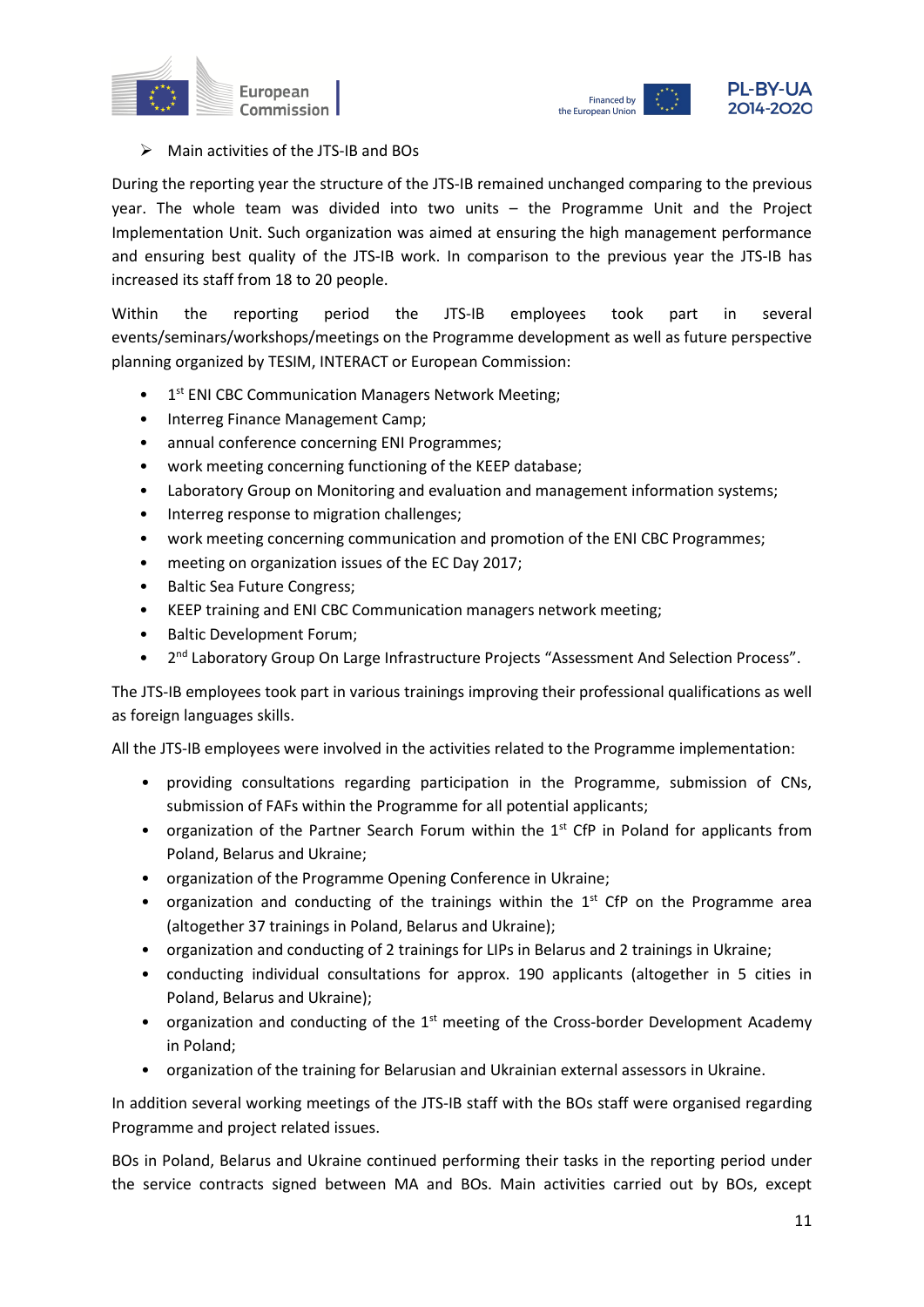- Main activities of the JTS-IB and BOs

During the reporting year the structure of the JTS-IB remained unchanged comparing to the previous year. The whole team was divided into two units – the Programme Unit and the Project Implementation Unit. Such organization was aimed at ensuring the high management performance and ensuring best quality of the JTS-IB work. In comparison to the previous year the JTS-IB has increased its staff from 18 to 20 people.

Within the reporting period the JTS-IB employees took part in several events/seminars/workshops/meetings on the Programme development as well as future perspective planning organized by TESIM, INTERACT or European Commission:

- 1st ENI CBC Communication Managers Network Meeting;
- Interreg Finance Management Camp;
- annual conference concerning ENI Programmes;
- work meeting concerning functioning of the KEEP database;
- Laboratory Group on Monitoring and evaluation and management information systems;
- Interreg response to migration challenges;
- work meeting concerning communication and promotion of the ENI CBC Programmes;
- meeting on organization issues of the EC Day 2017;
- Baltic Sea Future Congress;
- KEEP training and ENI CBC Communication managers network meeting;
- Baltic Development Forum;
- 2nd Laboratory Group On Large Infrastructure Projects "Assessment And Selection Process".

The JTS-IB employees took part in various trainings improving their professional qualifications as well as foreign languages skills.

All the JTS-IB employees were involved in the activities related to the Programme implementation:

- providing consultations regarding participation in the Programme, submission of CNs, submission of FAFs within the Programme for all potential applicants;
- organization of the Partner Search Forum within the 1st CfP in Poland for applicants from Poland, Belarus and Ukraine;
- organization of the Programme Opening Conference in Ukraine;
- organization and conducting of the trainings within the 1st CfP on the Programme area (altogether 37 trainings in Poland, Belarus and Ukraine);
- organization and conducting of 2 trainings for LIPs in Belarus and 2 trainings in Ukraine;
- conducting individual consultations for approx. 190 applicants (altogether in 5 cities in Poland, Belarus and Ukraine);
- organization and conducting of the 1st meeting of the Cross-border Development Academy in Poland;
- organization of the training for Belarusian and Ukrainian external assessors in Ukraine.

In addition several working meetings of the JTS-IB staff with the BOs staff were organised regarding Programme and project related issues.

BOs in Poland, Belarus and Ukraine continued performing their tasks in the reporting period under the service contracts signed between MA and BOs. Main activities carried out by BOs, except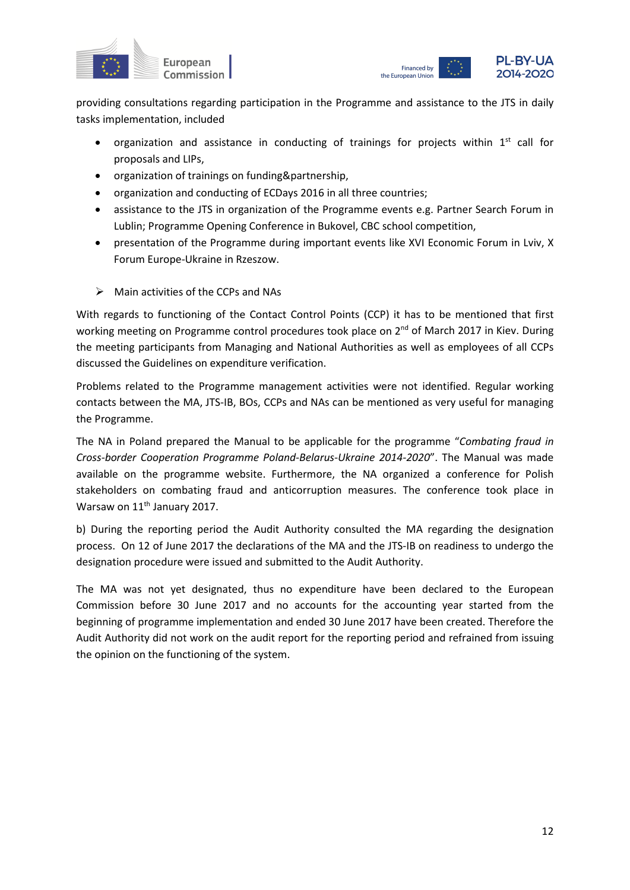providing consultations regarding participation in the Programme and assistance to the JTS in daily tasks implementation, included

- organization and assistance in conducting of trainings for projects within 1st call for proposals and LIPs,
- organization of trainings on funding&partnership,
- organization and conducting of ECDays 2016 in all three countries;
- assistance to the JTS in organization of the Programme events e.g. Partner Search Forum in Lublin; Programme Opening Conference in Bukovel, CBC school competition,
- presentation of the Programme during important events like XVI Economic Forum in Lviv, X Forum Europe-Ukraine in Rzeszow.

➢ Main activities of the CCPs and NAs

With regards to functioning of the Contact Control Points (CCP) it has to be mentioned that first working meeting on Programme control procedures took place on 2nd of March 2017 in Kiev. During the meeting participants from Managing and National Authorities as well as employees of all CCPs discussed the Guidelines on expenditure verification.

Problems related to the Programme management activities were not identified. Regular working contacts between the MA, JTS-IB, BOs, CCPs and NAs can be mentioned as very useful for managing the Programme.

The NA in Poland prepared the Manual to be applicable for the programme "*Combating fraud in Cross-border Cooperation Programme Poland-Belarus-Ukraine 2014-2020*". The Manual was made available on the programme website. Furthermore, the NA organized a conference for Polish stakeholders on combating fraud and anticorruption measures. The conference took place in Warsaw on 11th January 2017.

b) During the reporting period the Audit Authority consulted the MA regarding the designation process. On 12 of June 2017 the declarations of the MA and the JTS-IB on readiness to undergo the designation procedure were issued and submitted to the Audit Authority.

The MA was not yet designated, thus no expenditure have been declared to the European Commission before 30 June 2017 and no accounts for the accounting year started from the beginning of programme implementation and ended 30 June 2017 have been created. Therefore the Audit Authority did not work on the audit report for the reporting period and refrained from issuing the opinion on the functioning of the system.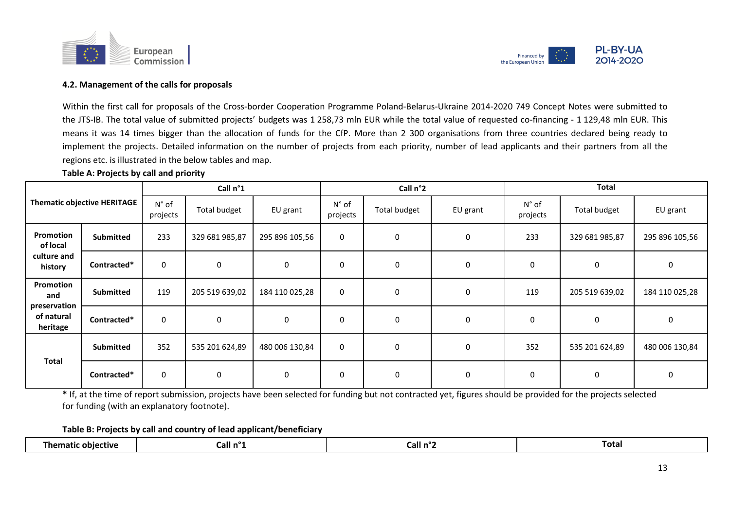### 4.2. Management of the calls for proposals

Within the first call for proposals of the Cross-border Cooperation Programme Poland-Belarus-Ukraine 2014-2020 749 Concept Notes were submitted to the JTS-IB. The total value of submitted projects' budgets was 1 258,73 mln EUR while the total value of requested co-financing - 1 129,48 mln EUR. This means it was 14 times bigger than the allocation of funds for the CfP. More than 2 300 organisations from three countries declared being ready to implement the projects. Detailed information on the number of projects from each priority, number of lead applicants and their partners from all the regions etc. is illustrated in the below tables and map.

**Table A: Projects by call and priority**

| Thematic objective HERITAGE | | Call n°1 | | | Call n°2 | | | Total | | |
|---|---|---|---|---|---|---|---|---|---|---|
| | | N° of projects | Total budget | EU grant | N° of projects | Total budget | EU grant | N° of projects | Total budget | EU grant |
| **Promotion of local culture and history** | **Submitted** | 233 | 329 681 985,87 | 295 896 105,56 | 0 | 0 | 0 | 233 | 329 681 985,87 | 295 896 105,56 |
| | **Contracted*** | 0 | 0 | 0 | 0 | 0 | 0 | 0 | 0 | 0 |
| **Promotion and preservation of natural heritage** | **Submitted** | 119 | 205 519 639,02 | 184 110 025,28 | 0 | 0 | 0 | 119 | 205 519 639,02 | 184 110 025,28 |
| | **Contracted*** | 0 | 0 | 0 | 0 | 0 | 0 | 0 | 0 | 0 |
| **Total** | **Submitted** | 352 | 535 201 624,89 | 480 006 130,84 | 0 | 0 | 0 | 352 | 535 201 624,89 | 480 006 130,84 |
| | **Contracted*** | 0 | 0 | 0 | 0 | 0 | 0 | 0 | 0 | 0 |

**\*** If, at the time of report submission, projects have been selected for funding but not contracted yet, figures should be provided for the projects selected for funding (with an explanatory footnote).

**Table B: Projects by call and country of lead applicant/beneficiary**

| Thematic objective | Call n°1 | Call n°2 | Total |
|---|---|---|---|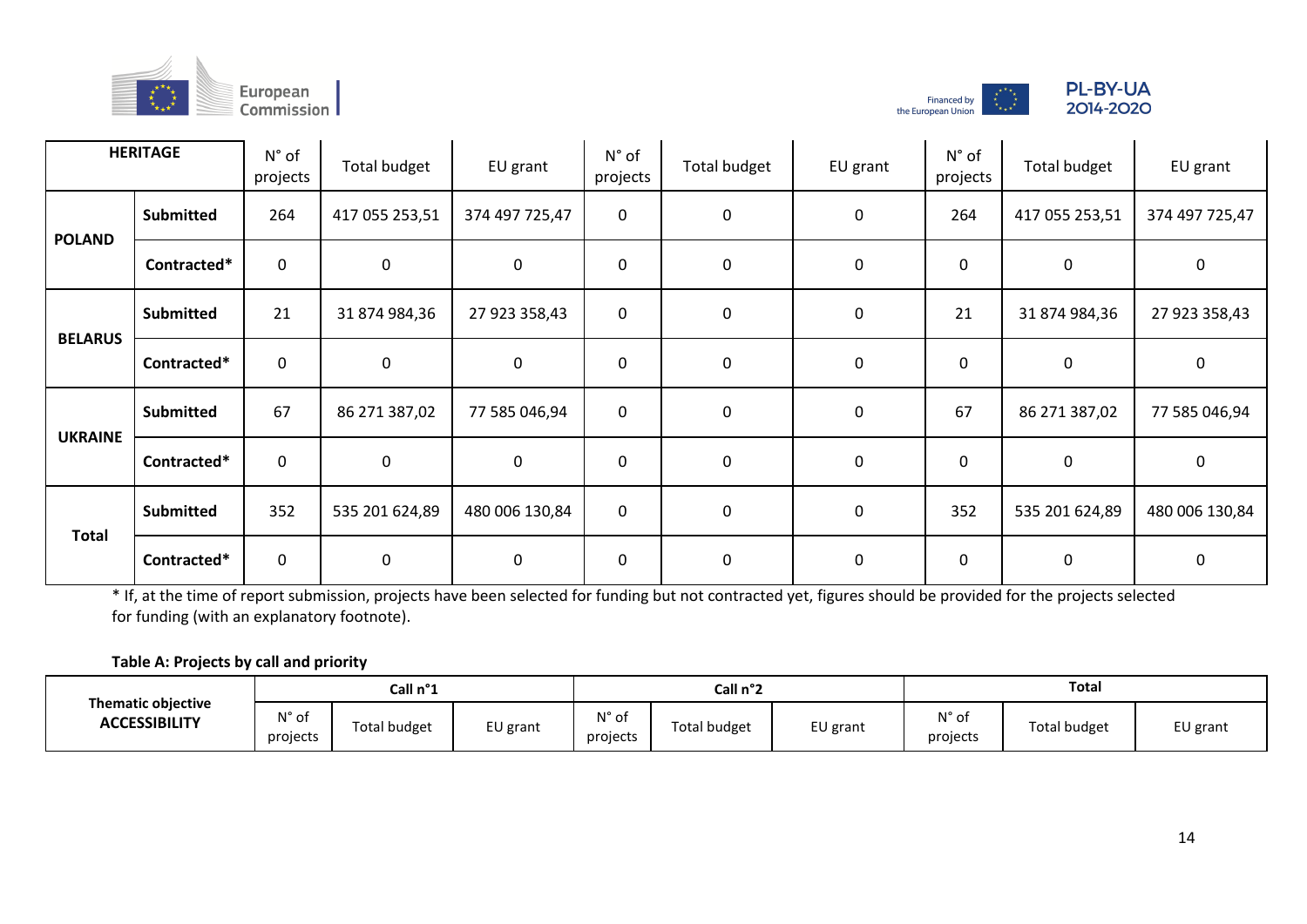| HERITAGE | | N° of projects | Total budget | EU grant | N° of projects | Total budget | EU grant | N° of projects | Total budget | EU grant |
|---|---|---|---|---|---|---|---|---|---|---|
| POLAND | Submitted | 264 | 417 055 253,51 | 374 497 725,47 | 0 | 0 | 0 | 264 | 417 055 253,51 | 374 497 725,47 |
| | Contracted* | 0 | 0 | 0 | 0 | 0 | 0 | 0 | 0 | 0 |
| BELARUS | Submitted | 21 | 31 874 984,36 | 27 923 358,43 | 0 | 0 | 0 | 21 | 31 874 984,36 | 27 923 358,43 |
| | Contracted* | 0 | 0 | 0 | 0 | 0 | 0 | 0 | 0 | 0 |
| UKRAINE | Submitted | 67 | 86 271 387,02 | 77 585 046,94 | 0 | 0 | 0 | 67 | 86 271 387,02 | 77 585 046,94 |
| | Contracted* | 0 | 0 | 0 | 0 | 0 | 0 | 0 | 0 | 0 |
| Total | Submitted | 352 | 535 201 624,89 | 480 006 130,84 | 0 | 0 | 0 | 352 | 535 201 624,89 | 480 006 130,84 |
| | Contracted* | 0 | 0 | 0 | 0 | 0 | 0 | 0 | 0 | 0 |

* If, at the time of report submission, projects have been selected for funding but not contracted yet, figures should be provided for the projects selected for funding (with an explanatory footnote).

**Table A: Projects by call and priority**

| Thematic objective ACCESSIBILITY | Call n°1 | | | Call n°2 | | | Total | | |
|---|---|---|---|---|---|---|---|---|---|
| | N° of projects | Total budget | EU grant | N° of projects | Total budget | EU grant | N° of projects | Total budget | EU grant |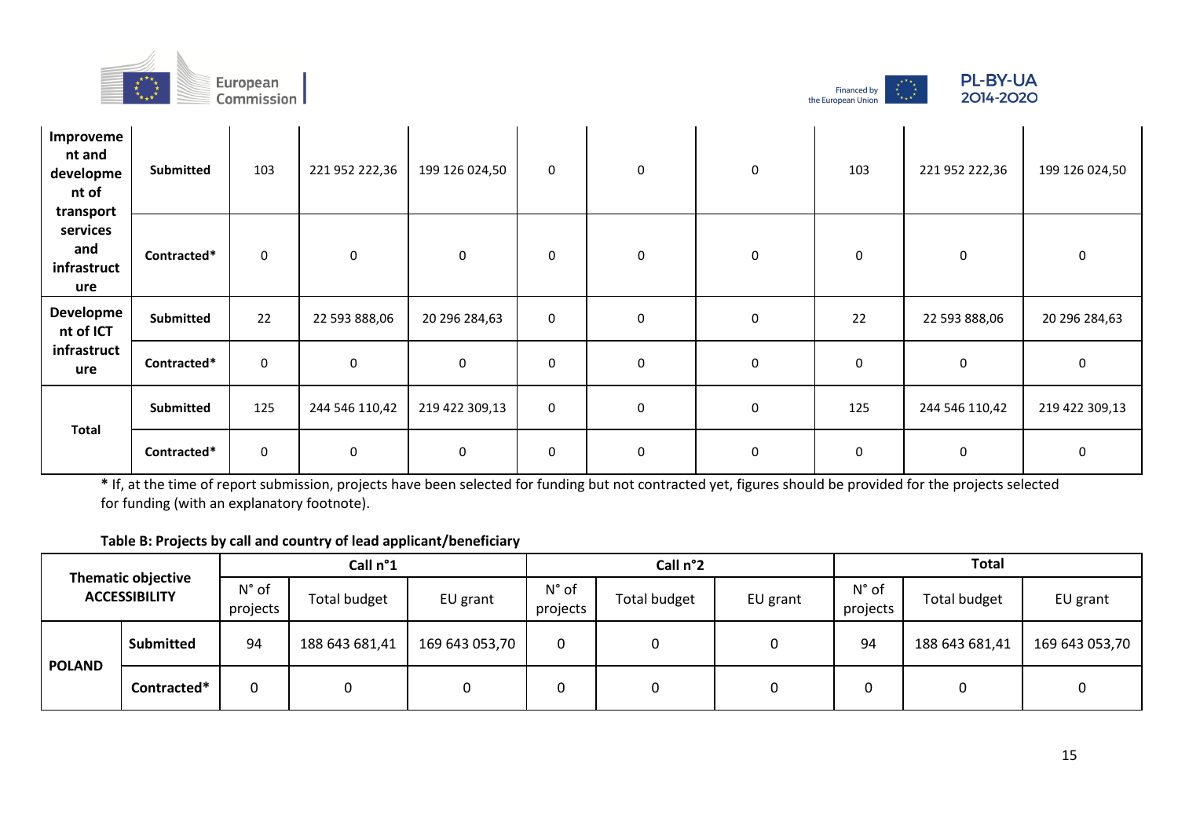| | | | | | | | | | | |
|---|---|---|---|---|---|---|---|---|---|---|
| **Improvement and development of transport services and infrastructure** | **Submitted** | 103 | 221 952 222,36 | 199 126 024,50 | 0 | 0 | 0 | 103 | 221 952 222,36 | 199 126 024,50 |
| | **Contracted*** | 0 | 0 | 0 | 0 | 0 | 0 | 0 | 0 | 0 |
| **Development of ICT infrastructure** | **Submitted** | 22 | 22 593 888,06 | 20 296 284,63 | 0 | 0 | 0 | 22 | 22 593 888,06 | 20 296 284,63 |
| | **Contracted*** | 0 | 0 | 0 | 0 | 0 | 0 | 0 | 0 | 0 |
| **Total** | **Submitted** | 125 | 244 546 110,42 | 219 422 309,13 | 0 | 0 | 0 | 125 | 244 546 110,42 | 219 422 309,13 |
| | **Contracted*** | 0 | 0 | 0 | 0 | 0 | 0 | 0 | 0 | 0 |

**\*** If, at the time of report submission, projects have been selected for funding but not contracted yet, figures should be provided for the projects selected for funding (with an explanatory footnote).

**Table B: Projects by call and country of lead applicant/beneficiary**

| **Thematic objective ACCESSIBILITY** | | **Call n°1** | | | **Call n°2** | | | **Total** | | |
|---|---|---|---|---|---|---|---|---|---|---|
| | | N° of projects | Total budget | EU grant | N° of projects | Total budget | EU grant | N° of projects | Total budget | EU grant |
| **POLAND** | **Submitted** | 94 | 188 643 681,41 | 169 643 053,70 | 0 | 0 | 0 | 94 | 188 643 681,41 | 169 643 053,70 |
| | **Contracted*** | 0 | 0 | 0 | 0 | 0 | 0 | 0 | 0 | 0 |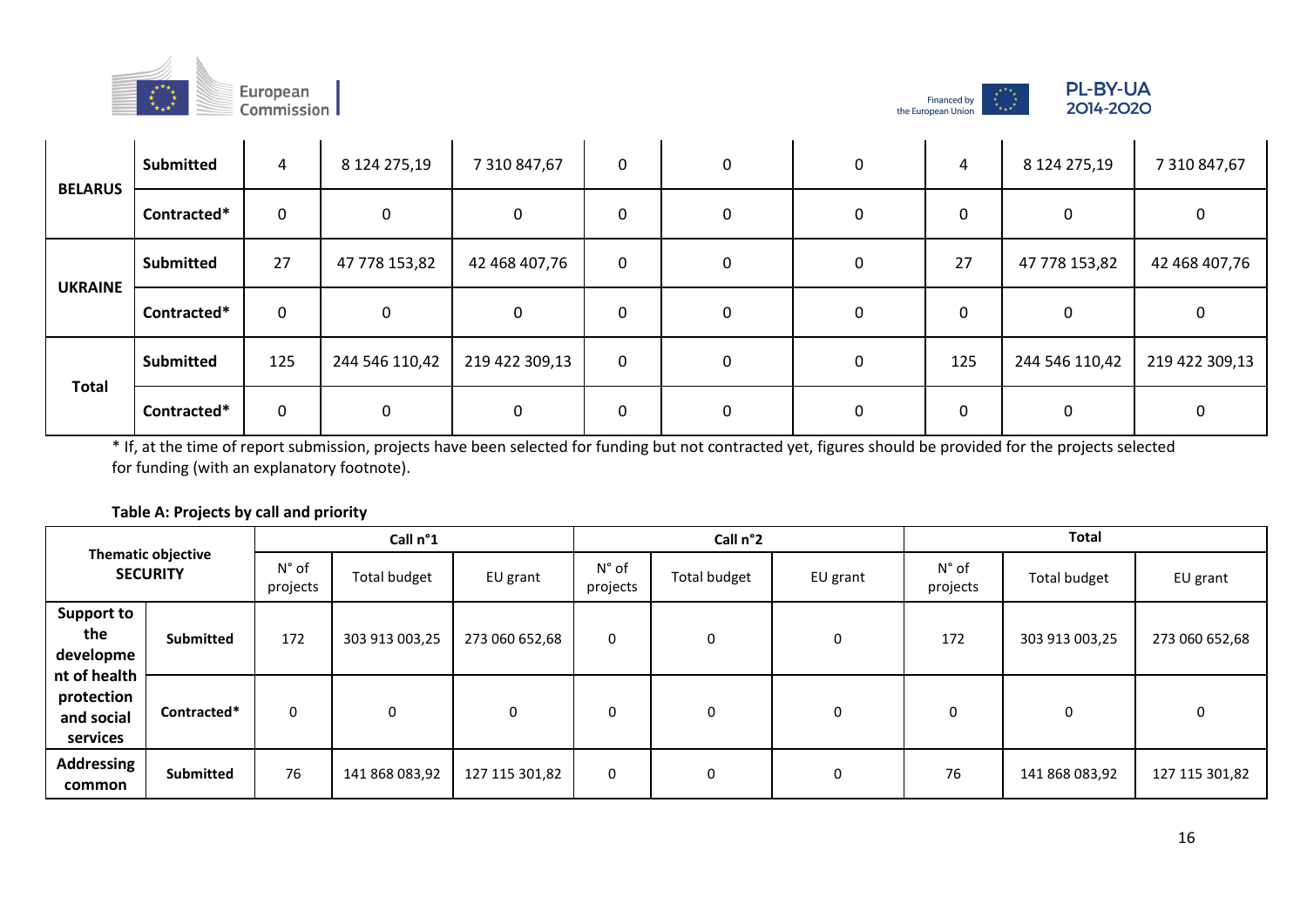| | | | | | | | | | | |
|---|---|---|---|---|---|---|---|---|---|---|
| **BELARUS** | **Submitted** | 4 | 8 124 275,19 | 7 310 847,67 | 0 | 0 | 0 | 4 | 8 124 275,19 | 7 310 847,67 |
| | **Contracted*** | 0 | 0 | 0 | 0 | 0 | 0 | 0 | 0 | 0 |
| **UKRAINE** | **Submitted** | 27 | 47 778 153,82 | 42 468 407,76 | 0 | 0 | 0 | 27 | 47 778 153,82 | 42 468 407,76 |
| | **Contracted*** | 0 | 0 | 0 | 0 | 0 | 0 | 0 | 0 | 0 |
| **Total** | **Submitted** | 125 | 244 546 110,42 | 219 422 309,13 | 0 | 0 | 0 | 125 | 244 546 110,42 | 219 422 309,13 |
| | **Contracted*** | 0 | 0 | 0 | 0 | 0 | 0 | 0 | 0 | 0 |

\* If, at the time of report submission, projects have been selected for funding but not contracted yet, figures should be provided for the projects selected for funding (with an explanatory footnote).

**Table A: Projects by call and priority**

| Thematic objective **SECURITY** | | **Call n°1** | | | **Call n°2** | | | **Total** | | |
|---|---|---|---|---|---|---|---|---|---|---|
| | | N° of projects | Total budget | EU grant | N° of projects | Total budget | EU grant | N° of projects | Total budget | EU grant |
| **Support to the development of health protection and social services** | **Submitted** | 172 | 303 913 003,25 | 273 060 652,68 | 0 | 0 | 0 | 172 | 303 913 003,25 | 273 060 652,68 |
| | **Contracted*** | 0 | 0 | 0 | 0 | 0 | 0 | 0 | 0 | 0 |
| **Addressing common** | **Submitted** | 76 | 141 868 083,92 | 127 115 301,82 | 0 | 0 | 0 | 76 | 141 868 083,92 | 127 115 301,82 |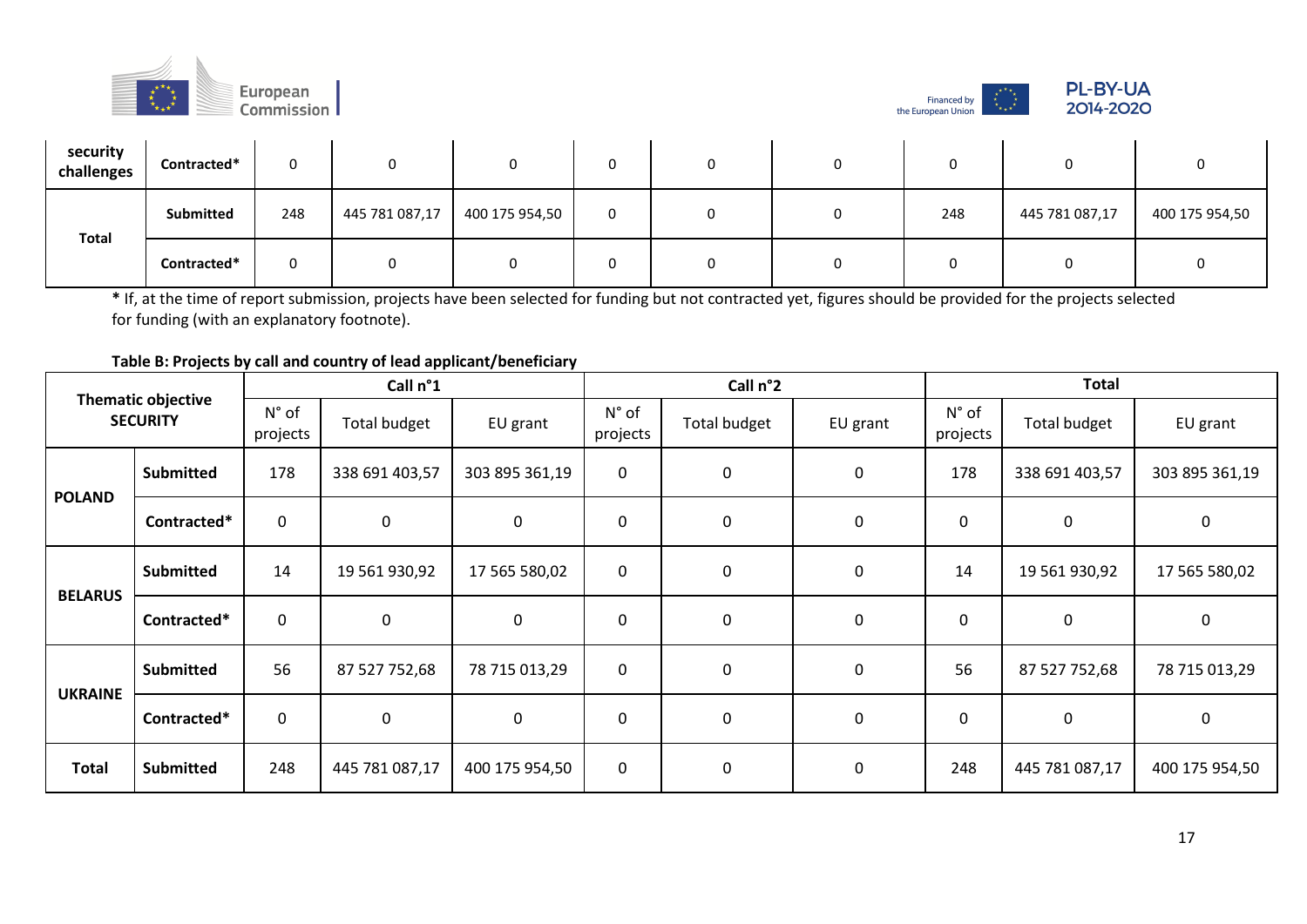| | | | | | | | | | | |
|---|---|---|---|---|---|---|---|---|---|---|
| security challenges | Contracted* | 0 | 0 | 0 | 0 | 0 | 0 | 0 | 0 | 0 |
| Total | Submitted | 248 | 445 781 087,17 | 400 175 954,50 | 0 | 0 | 0 | 248 | 445 781 087,17 | 400 175 954,50 |
| | Contracted* | 0 | 0 | 0 | 0 | 0 | 0 | 0 | 0 | 0 |

**\*** If, at the time of report submission, projects have been selected for funding but not contracted yet, figures should be provided for the projects selected for funding (with an explanatory footnote).

**Table B: Projects by call and country of lead applicant/beneficiary**

| Thematic objective SECURITY | | Call n°1 | | | Call n°2 | | | Total | | |
|---|---|---|---|---|---|---|---|---|---|---|
| | | N° of projects | Total budget | EU grant | N° of projects | Total budget | EU grant | N° of projects | Total budget | EU grant |
| **POLAND** | **Submitted** | 178 | 338 691 403,57 | 303 895 361,19 | 0 | 0 | 0 | 178 | 338 691 403,57 | 303 895 361,19 |
| | **Contracted*** | 0 | 0 | 0 | 0 | 0 | 0 | 0 | 0 | 0 |
| **BELARUS** | **Submitted** | 14 | 19 561 930,92 | 17 565 580,02 | 0 | 0 | 0 | 14 | 19 561 930,92 | 17 565 580,02 |
| | **Contracted*** | 0 | 0 | 0 | 0 | 0 | 0 | 0 | 0 | 0 |
| **UKRAINE** | **Submitted** | 56 | 87 527 752,68 | 78 715 013,29 | 0 | 0 | 0 | 56 | 87 527 752,68 | 78 715 013,29 |
| | **Contracted*** | 0 | 0 | 0 | 0 | 0 | 0 | 0 | 0 | 0 |
| **Total** | **Submitted** | 248 | 445 781 087,17 | 400 175 954,50 | 0 | 0 | 0 | 248 | 445 781 087,17 | 400 175 954,50 |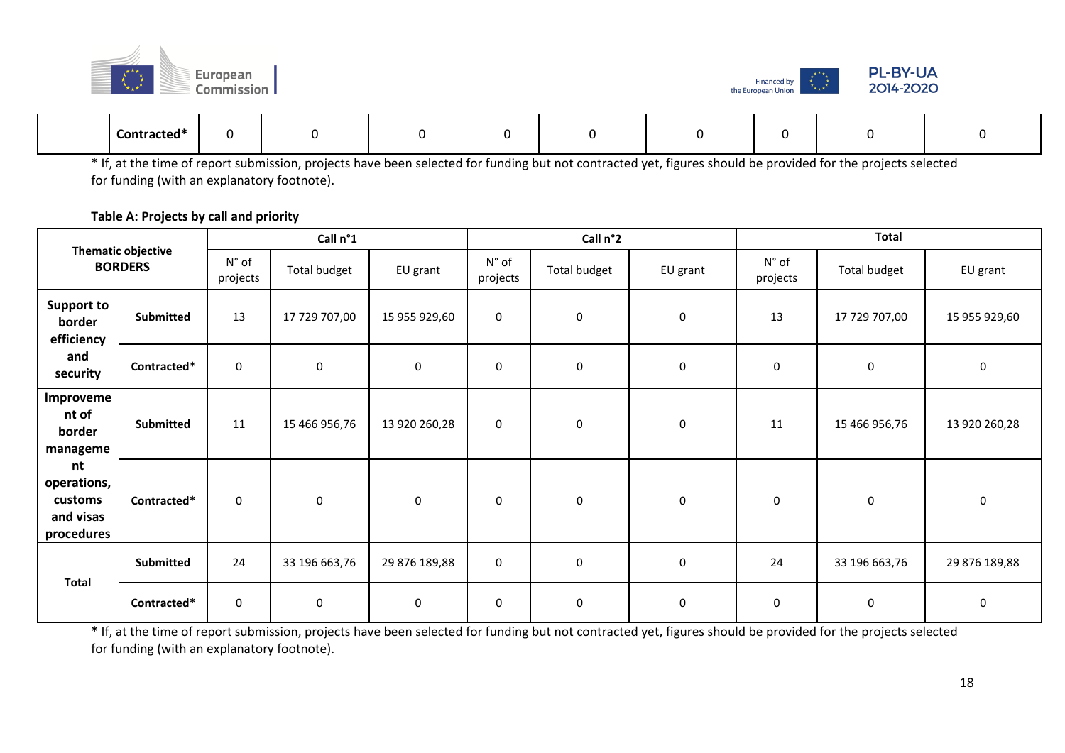| | Contracted* | 0 | 0 | 0 | 0 | 0 | 0 | 0 | 0 | 0 |
|---|---|---|---|---|---|---|---|---|---|---|

* If, at the time of report submission, projects have been selected for funding but not contracted yet, figures should be provided for the projects selected for funding (with an explanatory footnote).

**Table A: Projects by call and priority**

| Thematic objective **BORDERS** | | Call n°1 | | | Call n°2 | | | Total | | |
|---|---|---|---|---|---|---|---|---|---|---|
| | | N° of projects | Total budget | EU grant | N° of projects | Total budget | EU grant | N° of projects | Total budget | EU grant |
| **Support to border efficiency and security** | **Submitted** | 13 | 17 729 707,00 | 15 955 929,60 | 0 | 0 | 0 | 13 | 17 729 707,00 | 15 955 929,60 |
| | **Contracted*** | 0 | 0 | 0 | 0 | 0 | 0 | 0 | 0 | 0 |
| **Improvement of border management operations, customs and visas procedures** | **Submitted** | 11 | 15 466 956,76 | 13 920 260,28 | 0 | 0 | 0 | 11 | 15 466 956,76 | 13 920 260,28 |
| | **Contracted*** | 0 | 0 | 0 | 0 | 0 | 0 | 0 | 0 | 0 |
| **Total** | **Submitted** | 24 | 33 196 663,76 | 29 876 189,88 | 0 | 0 | 0 | 24 | 33 196 663,76 | 29 876 189,88 |
| | **Contracted*** | 0 | 0 | 0 | 0 | 0 | 0 | 0 | 0 | 0 |

**\*** If, at the time of report submission, projects have been selected for funding but not contracted yet, figures should be provided for the projects selected for funding (with an explanatory footnote).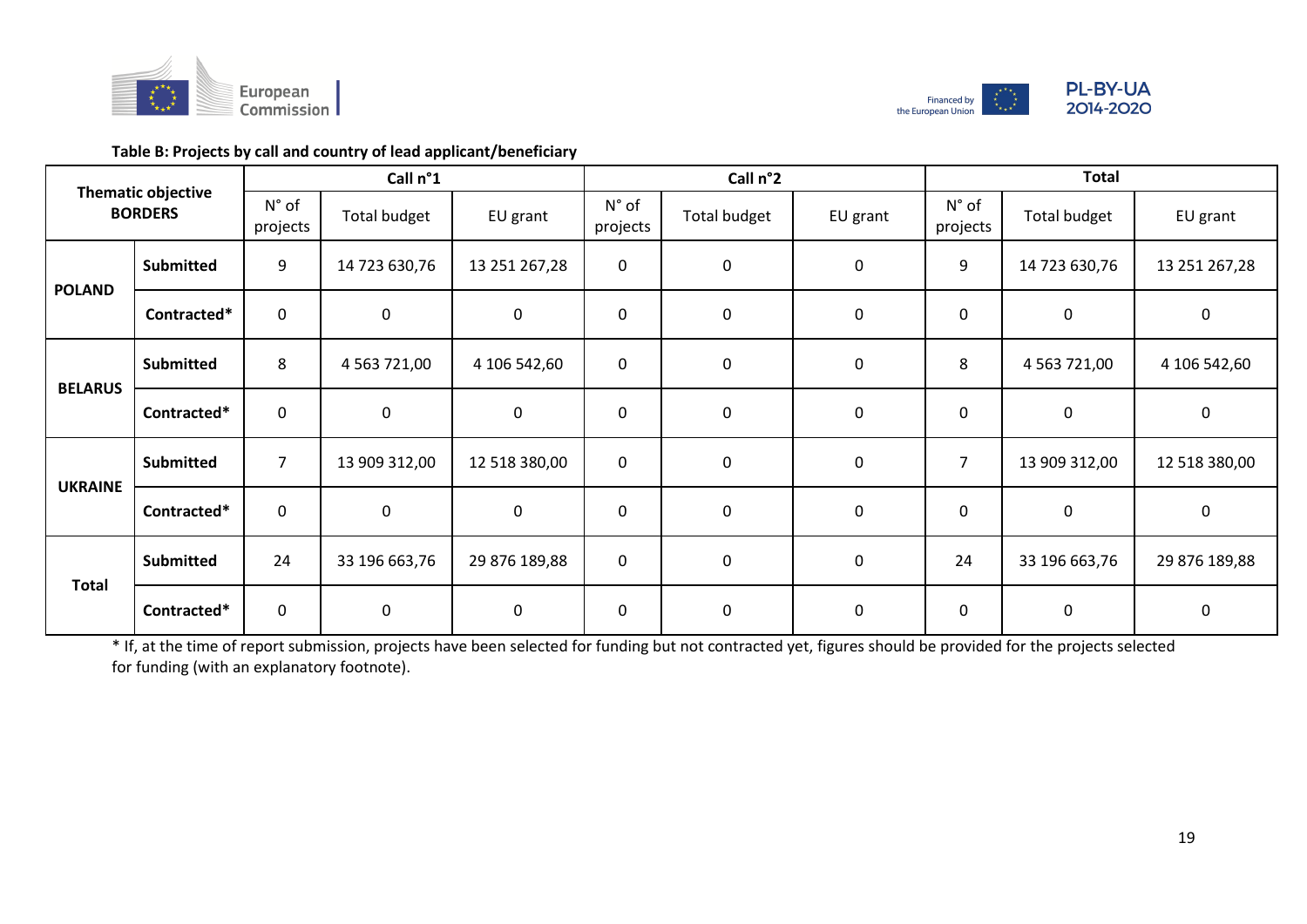**Table B: Projects by call and country of lead applicant/beneficiary**

| Thematic objective BORDERS | | Call n°1 | | | Call n°2 | | | Total | | |
|---|---|---|---|---|---|---|---|---|---|---|
| | | N° of projects | Total budget | EU grant | N° of projects | Total budget | EU grant | N° of projects | Total budget | EU grant |
| **POLAND** | **Submitted** | 9 | 14 723 630,76 | 13 251 267,28 | 0 | 0 | 0 | 9 | 14 723 630,76 | 13 251 267,28 |
| | **Contracted*** | 0 | 0 | 0 | 0 | 0 | 0 | 0 | 0 | 0 |
| **BELARUS** | **Submitted** | 8 | 4 563 721,00 | 4 106 542,60 | 0 | 0 | 0 | 8 | 4 563 721,00 | 4 106 542,60 |
| | **Contracted*** | 0 | 0 | 0 | 0 | 0 | 0 | 0 | 0 | 0 |
| **UKRAINE** | **Submitted** | 7 | 13 909 312,00 | 12 518 380,00 | 0 | 0 | 0 | 7 | 13 909 312,00 | 12 518 380,00 |
| | **Contracted*** | 0 | 0 | 0 | 0 | 0 | 0 | 0 | 0 | 0 |
| **Total** | **Submitted** | 24 | 33 196 663,76 | 29 876 189,88 | 0 | 0 | 0 | 24 | 33 196 663,76 | 29 876 189,88 |
| | **Contracted*** | 0 | 0 | 0 | 0 | 0 | 0 | 0 | 0 | 0 |

* If, at the time of report submission, projects have been selected for funding but not contracted yet, figures should be provided for the projects selected for funding (with an explanatory footnote).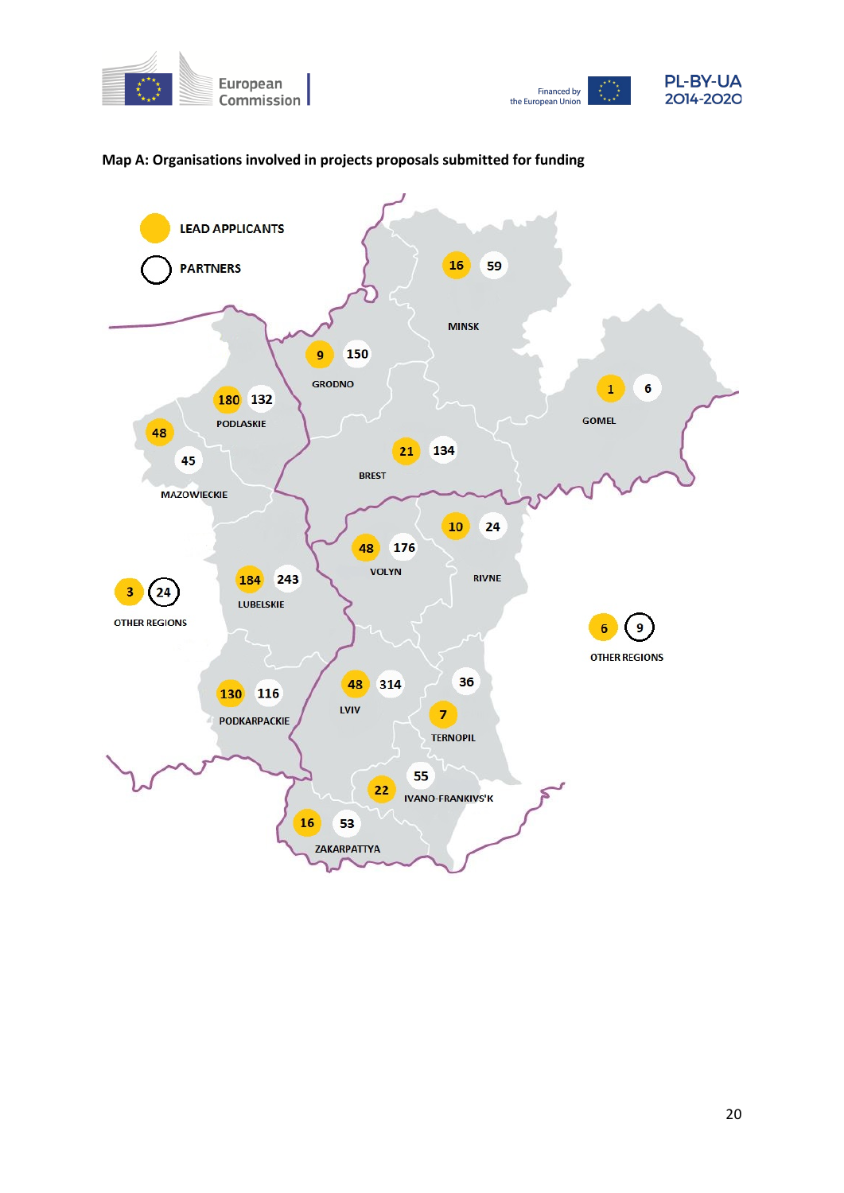**Map A: Organisations involved in projects proposals submitted for funding**

LEAD APPLICANTS

PARTNERS

| Region | Lead applicants | Partners |
|---|---|---|
| MINSK | 16 | 59 |
| GRODNO | 9 | 150 |
| PODLASKIE | 180 | 132 |
| MAZOWIECKIE | 48 | 45 |
| GOMEL | 1 | 6 |
| BREST | 21 | 134 |
| VOLYN | 48 | 176 |
| RIVNE | 10 | 24 |
| LUBELSKIE | 184 | 243 |
| OTHER REGIONS | 3 | 24 |
| OTHER REGIONS | 6 | 9 |
| PODKARPACKIE | 130 | 116 |
| LVIV | 48 | 314 |
| TERNOPIL | 7 | 36 |
| IVANO-FRANKIVS'K | 22 | 55 |
| ZAKARPATTYA | 16 | 53 |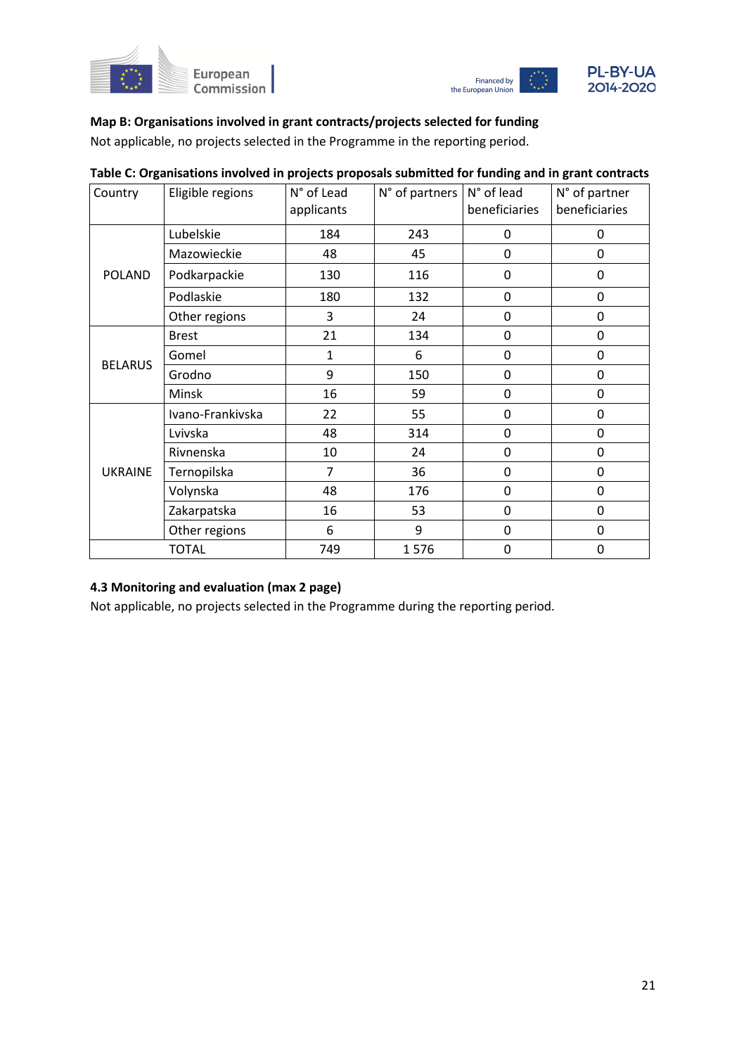**Map B: Organisations involved in grant contracts/projects selected for funding**

Not applicable, no projects selected in the Programme in the reporting period.

**Table C: Organisations involved in projects proposals submitted for funding and in grant contracts**

| Country | Eligible regions | N° of Lead applicants | N° of partners | N° of lead beneficiaries | N° of partner beneficiaries |
|---|---|---|---|---|---|
| POLAND | Lubelskie | 184 | 243 | 0 | 0 |
| | Mazowieckie | 48 | 45 | 0 | 0 |
| | Podkarpackie | 130 | 116 | 0 | 0 |
| | Podlaskie | 180 | 132 | 0 | 0 |
| | Other regions | 3 | 24 | 0 | 0 |
| BELARUS | Brest | 21 | 134 | 0 | 0 |
| | Gomel | 1 | 6 | 0 | 0 |
| | Grodno | 9 | 150 | 0 | 0 |
| | Minsk | 16 | 59 | 0 | 0 |
| UKRAINE | Ivano-Frankivska | 22 | 55 | 0 | 0 |
| | Lvivska | 48 | 314 | 0 | 0 |
| | Rivnenska | 10 | 24 | 0 | 0 |
| | Ternopilska | 7 | 36 | 0 | 0 |
| | Volynska | 48 | 176 | 0 | 0 |
| | Zakarpatska | 16 | 53 | 0 | 0 |
| | Other regions | 6 | 9 | 0 | 0 |
| TOTAL | | 749 | 1 576 | 0 | 0 |

**4.3 Monitoring and evaluation (max 2 page)**

Not applicable, no projects selected in the Programme during the reporting period.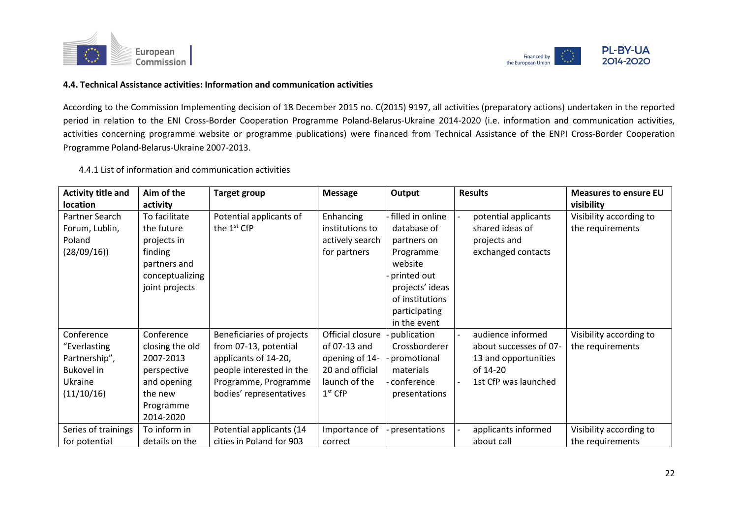#### 4.4. Technical Assistance activities: Information and communication activities

According to the Commission Implementing decision of 18 December 2015 no. C(2015) 9197, all activities (preparatory actions) undertaken in the reported period in relation to the ENI Cross-Border Cooperation Programme Poland-Belarus-Ukraine 2014-2020 (i.e. information and communication activities, activities concerning programme website or programme publications) were financed from Technical Assistance of the ENPI Cross-Border Cooperation Programme Poland-Belarus-Ukraine 2007-2013.

4.4.1 List of information and communication activities

| Activity title and location | Aim of the activity | Target group | Message | Output | Results | Measures to ensure EU visibility |
|---|---|---|---|---|---|---|
| Partner Search Forum, Lublin, Poland (28/09/16)) | To facilitate the future projects in finding partners and conceptualizing joint projects | Potential applicants of the 1st CfP | Enhancing institutions to actively search for partners | - filled in online database of partners on Programme website<br>- printed out projects' ideas of institutions participating in the event | - potential applicants shared ideas of projects and exchanged contacts | Visibility according to the requirements |
| Conference "Everlasting Partnership", Bukovel in Ukraine (11/10/16) | Conference closing the old 2007-2013 perspective and opening the new Programme 2014-2020 | Beneficiaries of projects from 07-13, potential applicants of 14-20, people interested in the Programme, Programme bodies' representatives | Official closure of 07-13 and opening of 14-20 and official launch of the 1st CfP | - publication Crossborderer<br>- promotional materials<br>- conference presentations | - audience informed about successes of 07-13 and opportunities of 14-20<br>- 1st CfP was launched | Visibility according to the requirements |
| Series of trainings for potential | To inform in details on the | Potential applicants (14 cities in Poland for 903 | Importance of correct | - presentations | - applicants informed about call | Visibility according to the requirements |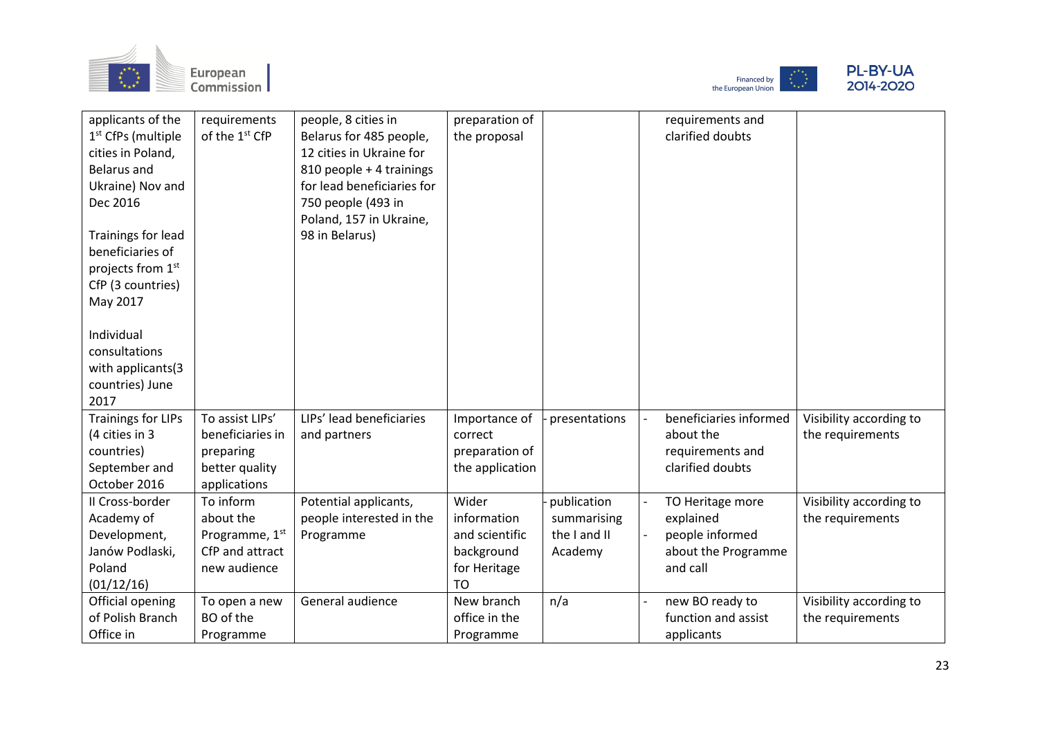| | | | | | | |
|---|---|---|---|---|---|---|
| applicants of the 1st CfPs (multiple cities in Poland, Belarus and Ukraine) Nov and Dec 2016<br><br>Trainings for lead beneficiaries of projects from 1st CfP (3 countries) May 2017<br><br>Individual consultations with applicants(3 countries) June 2017 | requirements of the 1st CfP | people, 8 cities in Belarus for 485 people, 12 cities in Ukraine for 810 people + 4 trainings for lead beneficiaries for 750 people (493 in Poland, 157 in Ukraine, 98 in Belarus) | preparation of the proposal | | requirements and clarified doubts | |
| Trainings for LIPs (4 cities in 3 countries) September and October 2016 | To assist LIPs' beneficiaries in preparing better quality applications | LIPs' lead beneficiaries and partners | Importance of correct preparation of the application | - presentations | - beneficiaries informed about the requirements and clarified doubts | Visibility according to the requirements |
| II Cross-border Academy of Development, Janów Podlaski, Poland (01/12/16) | To inform about the Programme, 1st CfP and attract new audience | Potential applicants, people interested in the Programme | Wider information and scientific background for Heritage TO | - publication summarising the I and II Academy | - TO Heritage more explained<br>- people informed about the Programme and call | Visibility according to the requirements |
| Official opening of Polish Branch Office in | To open a new BO of the Programme | General audience | New branch office in the Programme | n/a | - new BO ready to function and assist applicants | Visibility according to the requirements |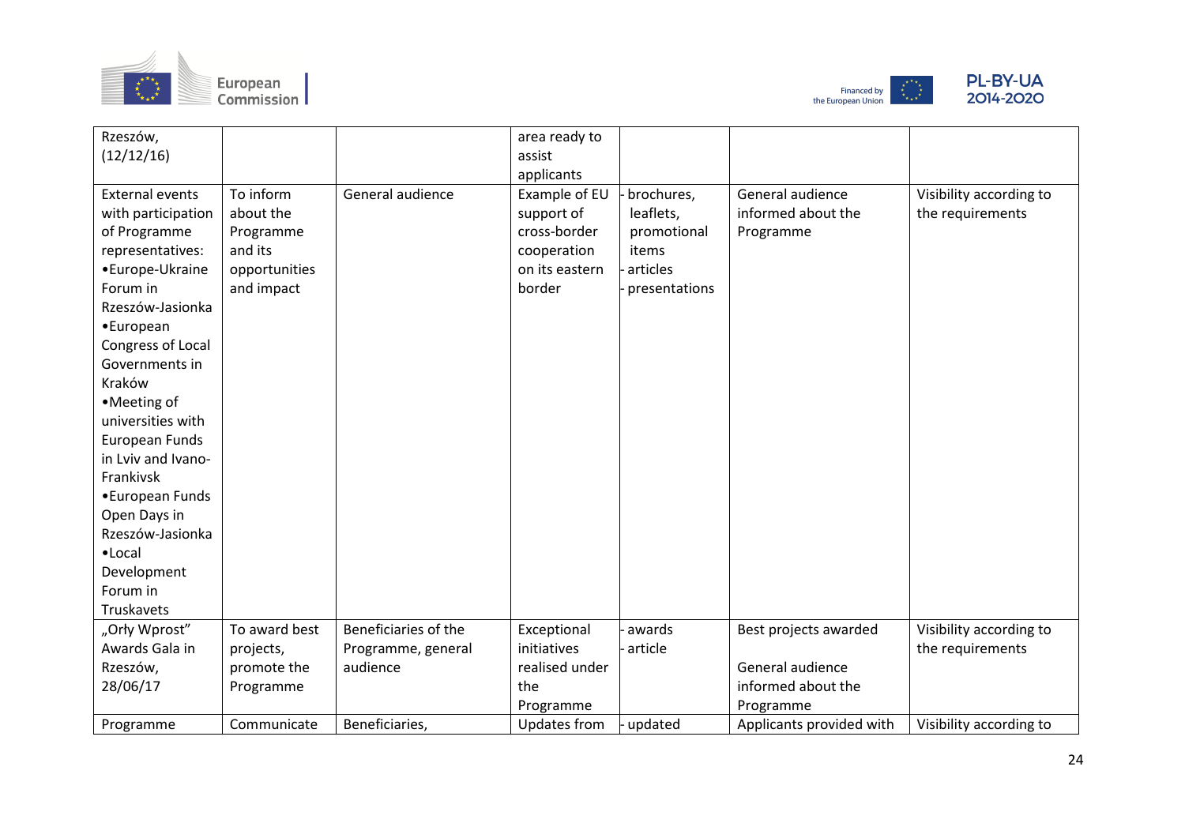| | | | | | | |
|---|---|---|---|---|---|---|
| Rzeszów, (12/12/16) | | | area ready to assist applicants | | | |
| External events with participation of Programme representatives: •Europe-Ukraine Forum in Rzeszów-Jasionka •European Congress of Local Governments in Kraków •Meeting of universities with European Funds in Lviv and Ivano-Frankivsk •European Funds Open Days in Rzeszów-Jasionka •Local Development Forum in Truskavets | To inform about the Programme and its opportunities and impact | General audience | Example of EU support of cross-border cooperation on its eastern border | - brochures, leaflets, promotional items<br>- articles<br>- presentations | General audience informed about the Programme | Visibility according to the requirements |
| „Orły Wprost" Awards Gala in Rzeszów, 28/06/17 | To award best projects, promote the Programme | Beneficiaries of the Programme, general audience | Exceptional initiatives realised under the Programme | - awards<br>- article | Best projects awarded<br><br>General audience informed about the Programme | Visibility according to the requirements |
| Programme | Communicate | Beneficiaries, | Updates from | - updated | Applicants provided with | Visibility according to |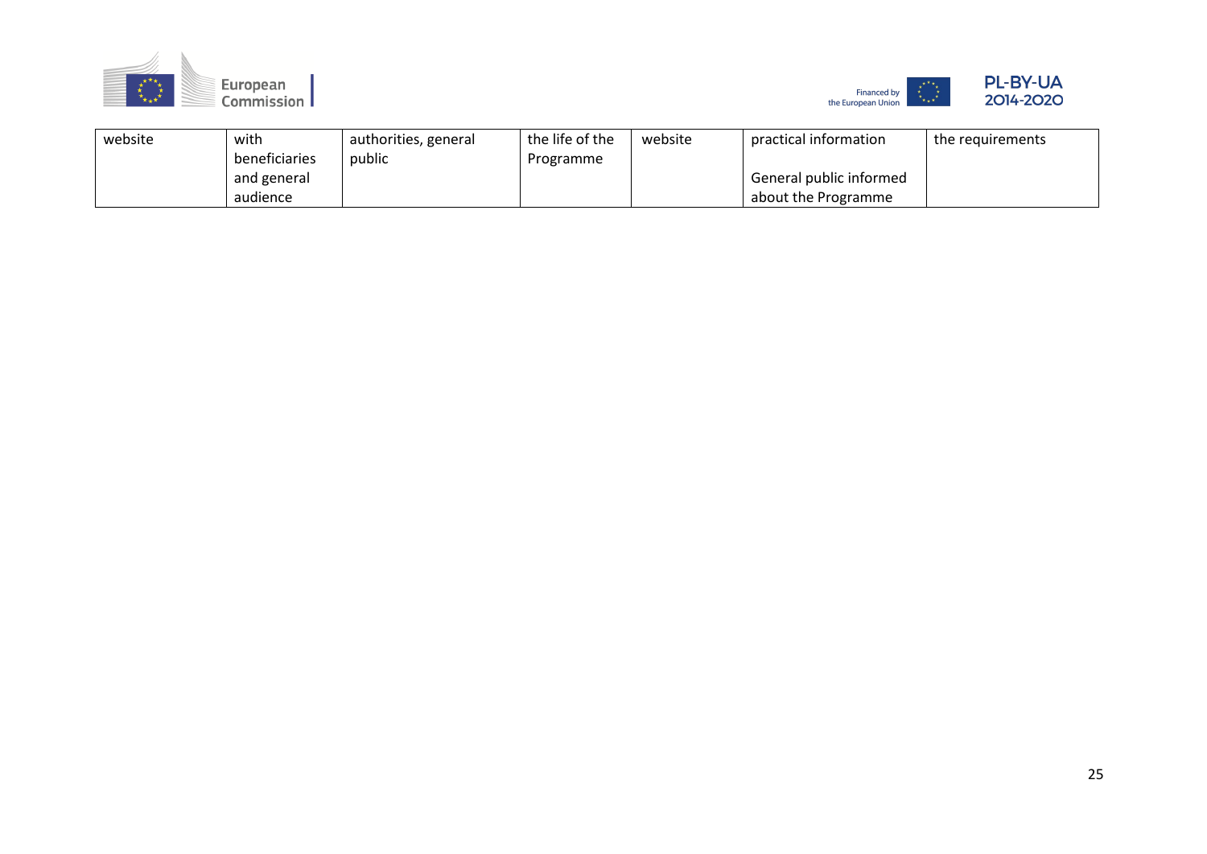| | | | | | | |
|---|---|---|---|---|---|---|
| website | with beneficiaries and general audience | authorities, general public | the life of the Programme | website | practical information<br><br>General public informed about the Programme | the requirements |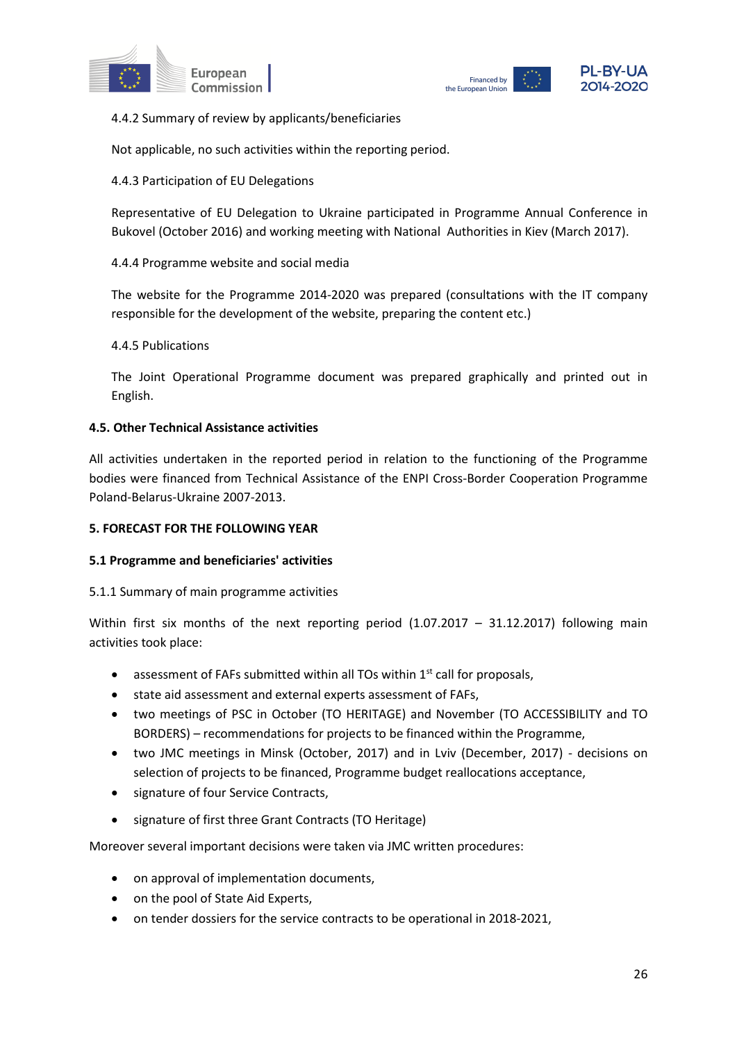4.4.2 Summary of review by applicants/beneficiaries

Not applicable, no such activities within the reporting period.

4.4.3 Participation of EU Delegations

Representative of EU Delegation to Ukraine participated in Programme Annual Conference in Bukovel (October 2016) and working meeting with National Authorities in Kiev (March 2017).

4.4.4 Programme website and social media

The website for the Programme 2014-2020 was prepared (consultations with the IT company responsible for the development of the website, preparing the content etc.)

4.4.5 Publications

The Joint Operational Programme document was prepared graphically and printed out in English.

### 4.5. Other Technical Assistance activities

All activities undertaken in the reported period in relation to the functioning of the Programme bodies were financed from Technical Assistance of the ENPI Cross-Border Cooperation Programme Poland-Belarus-Ukraine 2007-2013.

## 5. FORECAST FOR THE FOLLOWING YEAR

### 5.1 Programme and beneficiaries' activities

5.1.1 Summary of main programme activities

Within first six months of the next reporting period (1.07.2017 – 31.12.2017) following main activities took place:

- assessment of FAFs submitted within all TOs within 1st call for proposals,
- state aid assessment and external experts assessment of FAFs,
- two meetings of PSC in October (TO HERITAGE) and November (TO ACCESSIBILITY and TO BORDERS) – recommendations for projects to be financed within the Programme,
- two JMC meetings in Minsk (October, 2017) and in Lviv (December, 2017) - decisions on selection of projects to be financed, Programme budget reallocations acceptance,
- signature of four Service Contracts,
- signature of first three Grant Contracts (TO Heritage)

Moreover several important decisions were taken via JMC written procedures:

- on approval of implementation documents,
- on the pool of State Aid Experts,
- on tender dossiers for the service contracts to be operational in 2018-2021,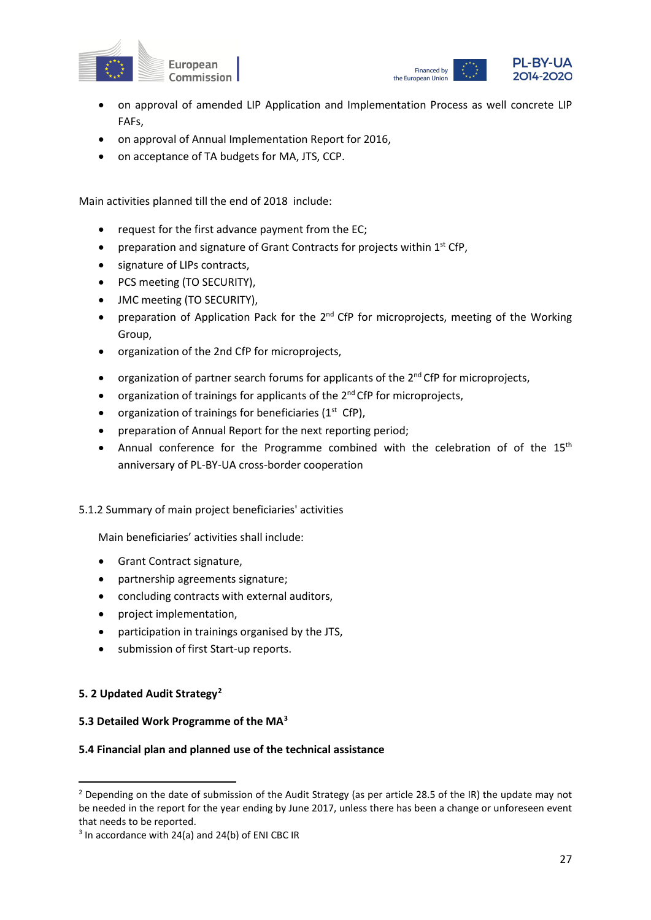- on approval of amended LIP Application and Implementation Process as well concrete LIP FAFs,
- on approval of Annual Implementation Report for 2016,
- on acceptance of TA budgets for MA, JTS, CCP.

Main activities planned till the end of 2018 include:

- request for the first advance payment from the EC;
- preparation and signature of Grant Contracts for projects within 1st CfP,
- signature of LIPs contracts,
- PCS meeting (TO SECURITY),
- JMC meeting (TO SECURITY),
- preparation of Application Pack for the 2nd CfP for microprojects, meeting of the Working Group,
- organization of the 2nd CfP for microprojects,
- organization of partner search forums for applicants of the 2nd CfP for microprojects,
- organization of trainings for applicants of the 2nd CfP for microprojects,
- organization of trainings for beneficiaries (1st CfP),
- preparation of Annual Report for the next reporting period;
- Annual conference for the Programme combined with the celebration of of the 15th anniversary of PL-BY-UA cross-border cooperation

5.1.2 Summary of main project beneficiaries' activities

Main beneficiaries' activities shall include:

- Grant Contract signature,
- partnership agreements signature;
- concluding contracts with external auditors,
- project implementation,
- participation in trainings organised by the JTS,
- submission of first Start-up reports.

**5. 2 Updated Audit Strategy[2]**

**5.3 Detailed Work Programme of the MA[3]**

**5.4 Financial plan and planned use of the technical assistance**

---

[2] Depending on the date of submission of the Audit Strategy (as per article 28.5 of the IR) the update may not be needed in the report for the year ending by June 2017, unless there has been a change or unforeseen event that needs to be reported.

[3] In accordance with 24(a) and 24(b) of ENI CBC IR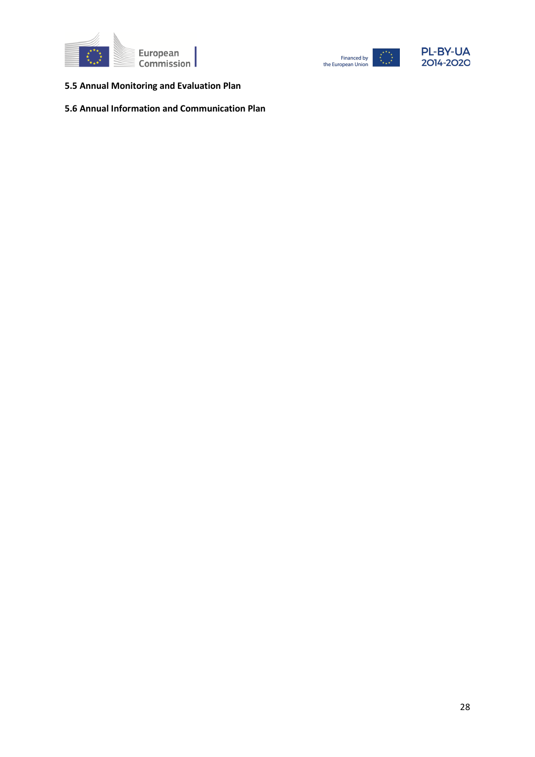### 5.5 Annual Monitoring and Evaluation Plan

### 5.6 Annual Information and Communication Plan